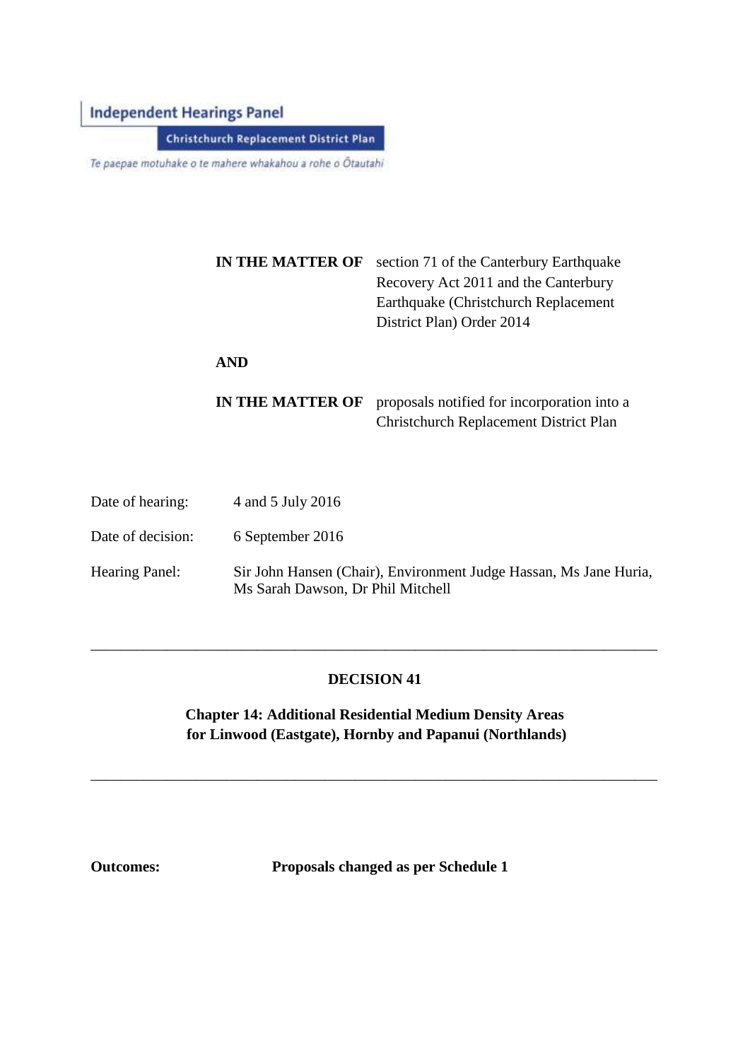Independent Hearings Panel

Christchurch Replacement District Plan

*Te paepae motuhake o te mahere whakahou a rohe o Ōtautahi*

| | |
|---|---|
| **IN THE MATTER OF** | section 71 of the Canterbury Earthquake Recovery Act 2011 and the Canterbury Earthquake (Christchurch Replacement District Plan) Order 2014 |
| **AND** | |
| **IN THE MATTER OF** | proposals notified for incorporation into a Christchurch Replacement District Plan |

Date of hearing: 4 and 5 July 2016

Date of decision: 6 September 2016

Hearing Panel: Sir John Hansen (Chair), Environment Judge Hassan, Ms Jane Huria, Ms Sarah Dawson, Dr Phil Mitchell

---

# DECISION 41

## Chapter 14: Additional Residential Medium Density Areas for Linwood (Eastgate), Hornby and Papanui (Northlands)

---

**Outcomes:** **Proposals changed as per Schedule 1**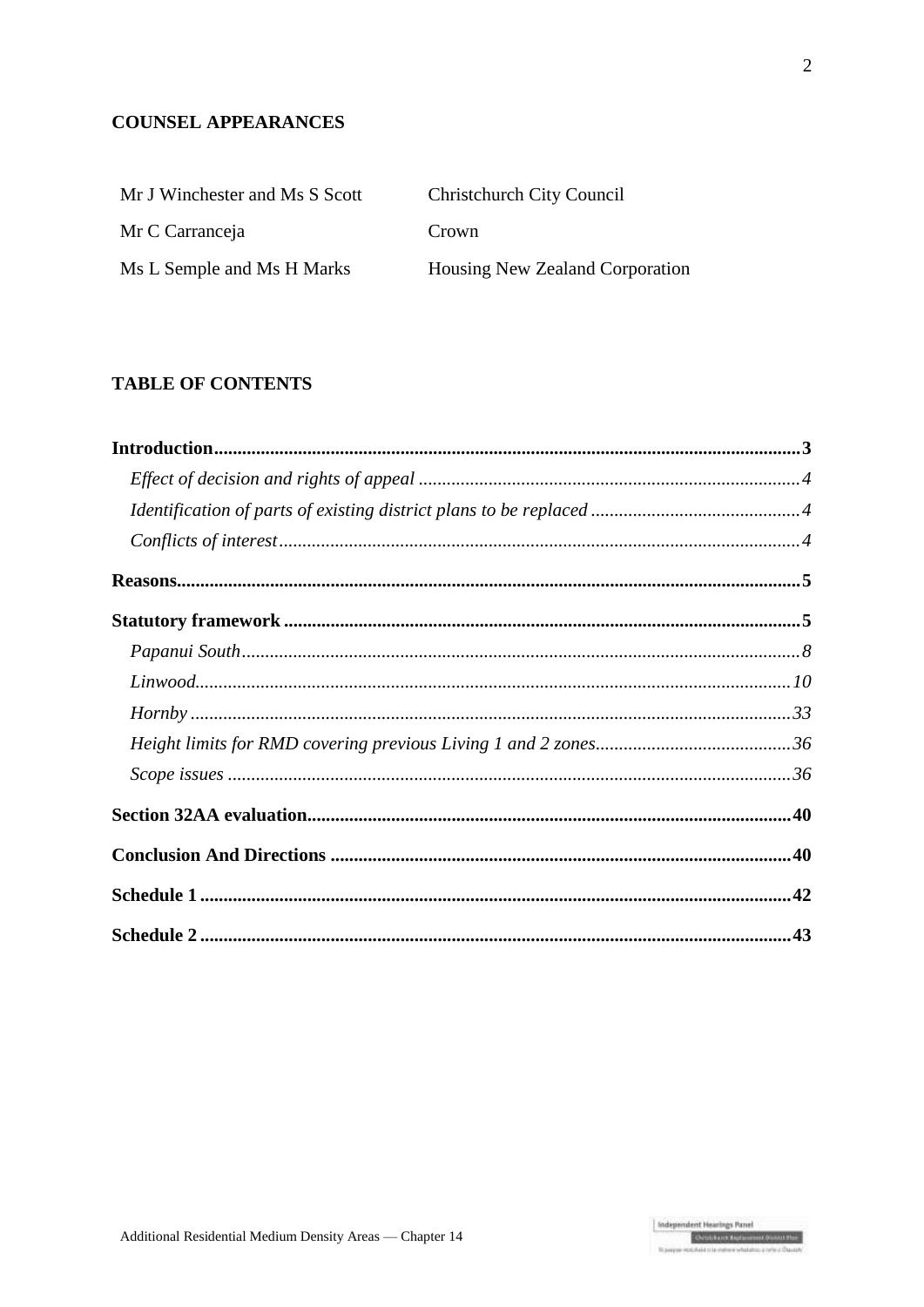**COUNSEL APPEARANCES**

| | |
|---|---|
| Mr J Winchester and Ms S Scott | Christchurch City Council |
| Mr C Carranceja | Crown |
| Ms L Semple and Ms H Marks | Housing New Zealand Corporation |

**TABLE OF CONTENTS**

**Introduction** .......... **3**

*Effect of decision and rights of appeal* .......... *4*

*Identification of parts of existing district plans to be replaced* .......... *4*

*Conflicts of interest* .......... *4*

**Reasons** .......... **5**

**Statutory framework** .......... **5**

*Papanui South* .......... *8*

*Linwood* .......... *10*

*Hornby* .......... *33*

*Height limits for RMD covering previous Living 1 and 2 zones* .......... *36*

*Scope issues* .......... *36*

**Section 32AA evaluation** .......... **40**

**Conclusion And Directions** .......... **40**

**Schedule 1** .......... **42**

**Schedule 2** .......... **43**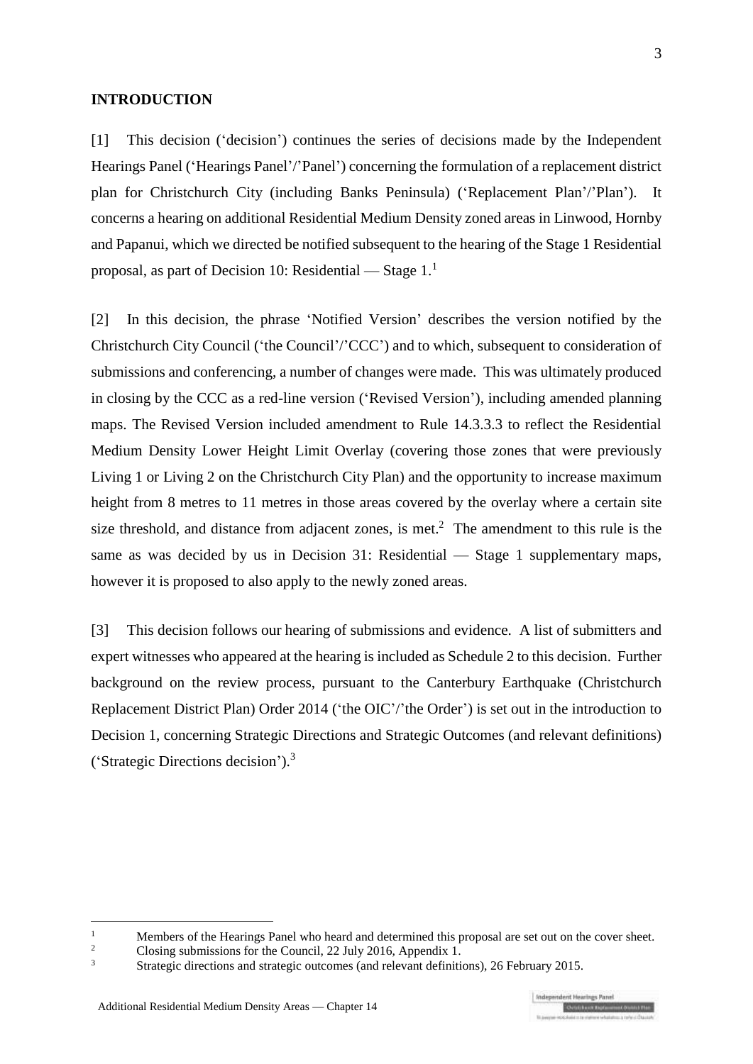## INTRODUCTION

[1] This decision ('decision') continues the series of decisions made by the Independent Hearings Panel ('Hearings Panel'/'Panel') concerning the formulation of a replacement district plan for Christchurch City (including Banks Peninsula) ('Replacement Plan'/'Plan'). It concerns a hearing on additional Residential Medium Density zoned areas in Linwood, Hornby and Papanui, which we directed be notified subsequent to the hearing of the Stage 1 Residential proposal, as part of Decision 10: Residential — Stage 1.[1]

[2] In this decision, the phrase 'Notified Version' describes the version notified by the Christchurch City Council ('the Council'/'CCC') and to which, subsequent to consideration of submissions and conferencing, a number of changes were made. This was ultimately produced in closing by the CCC as a red-line version ('Revised Version'), including amended planning maps. The Revised Version included amendment to Rule 14.3.3.3 to reflect the Residential Medium Density Lower Height Limit Overlay (covering those zones that were previously Living 1 or Living 2 on the Christchurch City Plan) and the opportunity to increase maximum height from 8 metres to 11 metres in those areas covered by the overlay where a certain site size threshold, and distance from adjacent zones, is met.[2] The amendment to this rule is the same as was decided by us in Decision 31: Residential — Stage 1 supplementary maps, however it is proposed to also apply to the newly zoned areas.

[3] This decision follows our hearing of submissions and evidence. A list of submitters and expert witnesses who appeared at the hearing is included as Schedule 2 to this decision. Further background on the review process, pursuant to the Canterbury Earthquake (Christchurch Replacement District Plan) Order 2014 ('the OIC'/'the Order') is set out in the introduction to Decision 1, concerning Strategic Directions and Strategic Outcomes (and relevant definitions) ('Strategic Directions decision').[3]

---

[1] Members of the Hearings Panel who heard and determined this proposal are set out on the cover sheet.

[2] Closing submissions for the Council, 22 July 2016, Appendix 1.

[3] Strategic directions and strategic outcomes (and relevant definitions), 26 February 2015.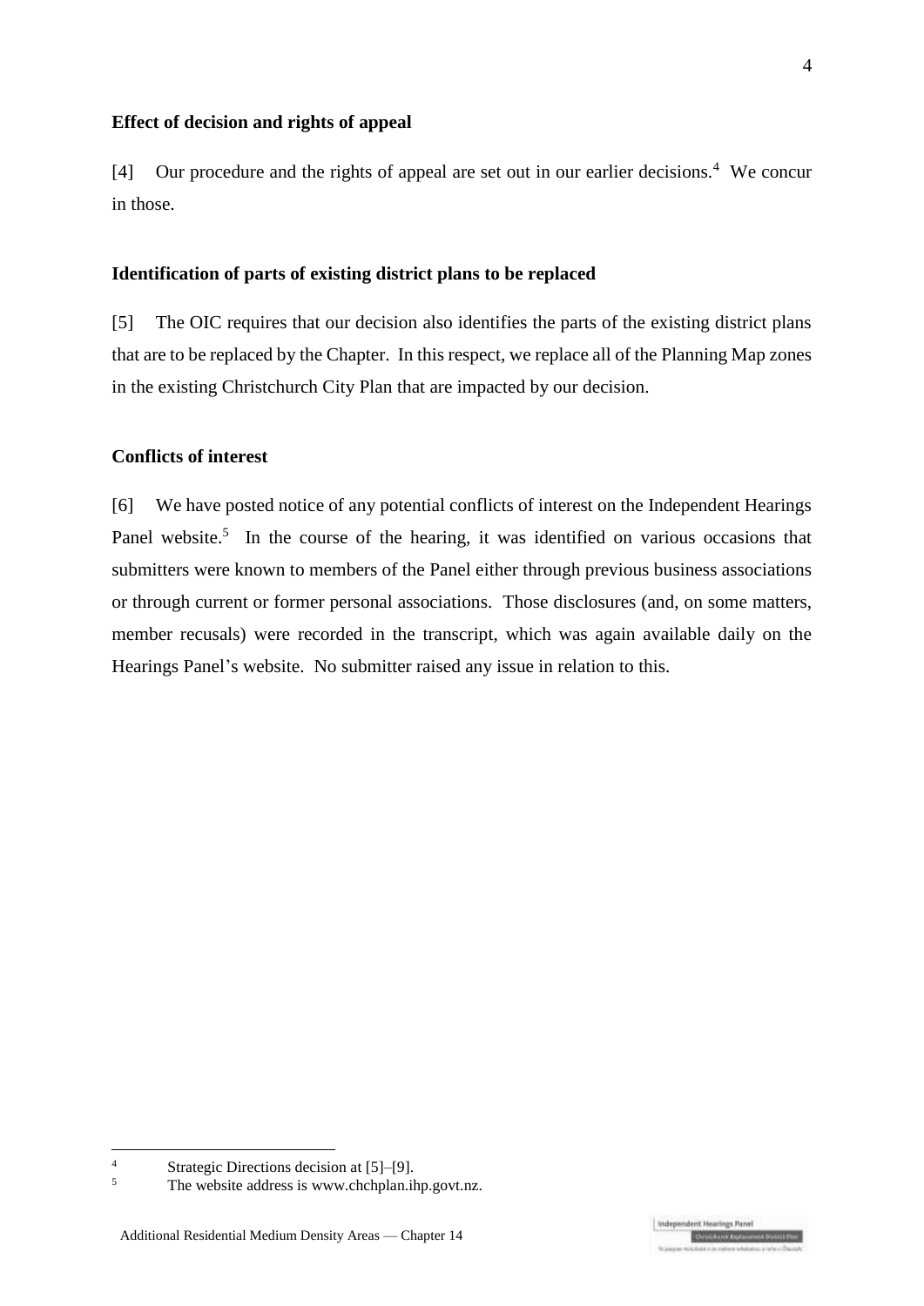### Effect of decision and rights of appeal

[4] Our procedure and the rights of appeal are set out in our earlier decisions.[4] We concur in those.

### Identification of parts of existing district plans to be replaced

[5] The OIC requires that our decision also identifies the parts of the existing district plans that are to be replaced by the Chapter. In this respect, we replace all of the Planning Map zones in the existing Christchurch City Plan that are impacted by our decision.

### Conflicts of interest

[6] We have posted notice of any potential conflicts of interest on the Independent Hearings Panel website.[5] In the course of the hearing, it was identified on various occasions that submitters were known to members of the Panel either through previous business associations or through current or former personal associations. Those disclosures (and, on some matters, member recusals) were recorded in the transcript, which was again available daily on the Hearings Panel's website. No submitter raised any issue in relation to this.

---

[4] Strategic Directions decision at [5]–[9].

[5] The website address is www.chchplan.ihp.govt.nz.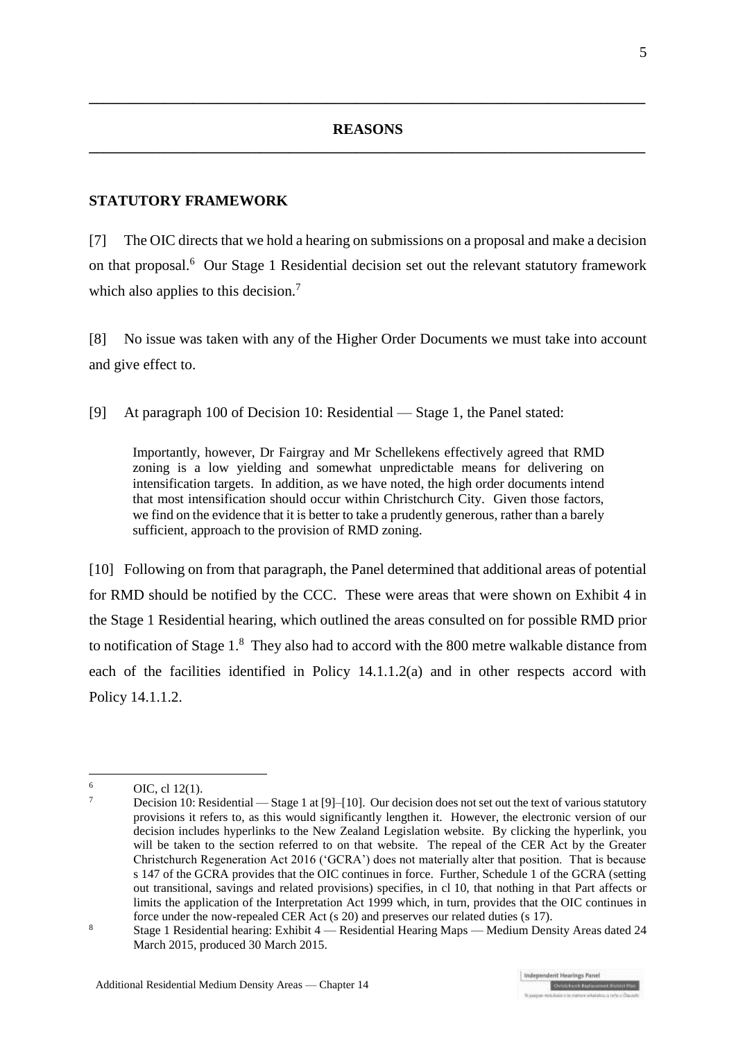## REASONS

### STATUTORY FRAMEWORK

[7] The OIC directs that we hold a hearing on submissions on a proposal and make a decision on that proposal.[6] Our Stage 1 Residential decision set out the relevant statutory framework which also applies to this decision.[7]

[8] No issue was taken with any of the Higher Order Documents we must take into account and give effect to.

[9] At paragraph 100 of Decision 10: Residential — Stage 1, the Panel stated:

> Importantly, however, Dr Fairgray and Mr Schellekens effectively agreed that RMD zoning is a low yielding and somewhat unpredictable means for delivering on intensification targets. In addition, as we have noted, the high order documents intend that most intensification should occur within Christchurch City. Given those factors, we find on the evidence that it is better to take a prudently generous, rather than a barely sufficient, approach to the provision of RMD zoning.

[10] Following on from that paragraph, the Panel determined that additional areas of potential for RMD should be notified by the CCC. These were areas that were shown on Exhibit 4 in the Stage 1 Residential hearing, which outlined the areas consulted on for possible RMD prior to notification of Stage 1.[8] They also had to accord with the 800 metre walkable distance from each of the facilities identified in Policy 14.1.1.2(a) and in other respects accord with Policy 14.1.1.2.

---

[6] OIC, cl 12(1).

[7] Decision 10: Residential — Stage 1 at [9]–[10]. Our decision does not set out the text of various statutory provisions it refers to, as this would significantly lengthen it. However, the electronic version of our decision includes hyperlinks to the New Zealand Legislation website. By clicking the hyperlink, you will be taken to the section referred to on that website. The repeal of the CER Act by the Greater Christchurch Regeneration Act 2016 ('GCRA') does not materially alter that position. That is because s 147 of the GCRA provides that the OIC continues in force. Further, Schedule 1 of the GCRA (setting out transitional, savings and related provisions) specifies, in cl 10, that nothing in that Part affects or limits the application of the Interpretation Act 1999 which, in turn, provides that the OIC continues in force under the now-repealed CER Act (s 20) and preserves our related duties (s 17).

[8] Stage 1 Residential hearing: Exhibit 4 — Residential Hearing Maps — Medium Density Areas dated 24 March 2015, produced 30 March 2015.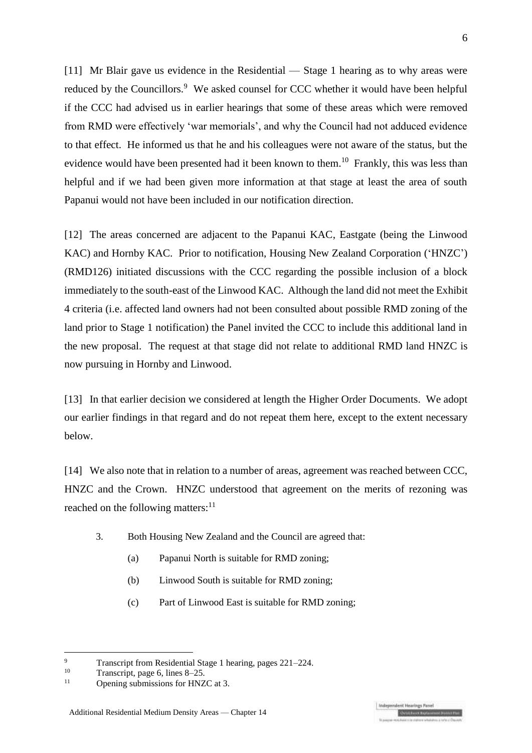[11] Mr Blair gave us evidence in the Residential — Stage 1 hearing as to why areas were reduced by the Councillors.[9] We asked counsel for CCC whether it would have been helpful if the CCC had advised us in earlier hearings that some of these areas which were removed from RMD were effectively 'war memorials', and why the Council had not adduced evidence to that effect. He informed us that he and his colleagues were not aware of the status, but the evidence would have been presented had it been known to them.[10] Frankly, this was less than helpful and if we had been given more information at that stage at least the area of south Papanui would not have been included in our notification direction.

[12] The areas concerned are adjacent to the Papanui KAC, Eastgate (being the Linwood KAC) and Hornby KAC. Prior to notification, Housing New Zealand Corporation ('HNZC') (RMD126) initiated discussions with the CCC regarding the possible inclusion of a block immediately to the south-east of the Linwood KAC. Although the land did not meet the Exhibit 4 criteria (i.e. affected land owners had not been consulted about possible RMD zoning of the land prior to Stage 1 notification) the Panel invited the CCC to include this additional land in the new proposal. The request at that stage did not relate to additional RMD land HNZC is now pursuing in Hornby and Linwood.

[13] In that earlier decision we considered at length the Higher Order Documents. We adopt our earlier findings in that regard and do not repeat them here, except to the extent necessary below.

[14] We also note that in relation to a number of areas, agreement was reached between CCC, HNZC and the Crown. HNZC understood that agreement on the merits of rezoning was reached on the following matters:[11]

> 3. Both Housing New Zealand and the Council are agreed that:
>
> (a) Papanui North is suitable for RMD zoning;
>
> (b) Linwood South is suitable for RMD zoning;
>
> (c) Part of Linwood East is suitable for RMD zoning;

---

[9] Transcript from Residential Stage 1 hearing, pages 221–224.

[10] Transcript, page 6, lines 8–25.

[11] Opening submissions for HNZC at 3.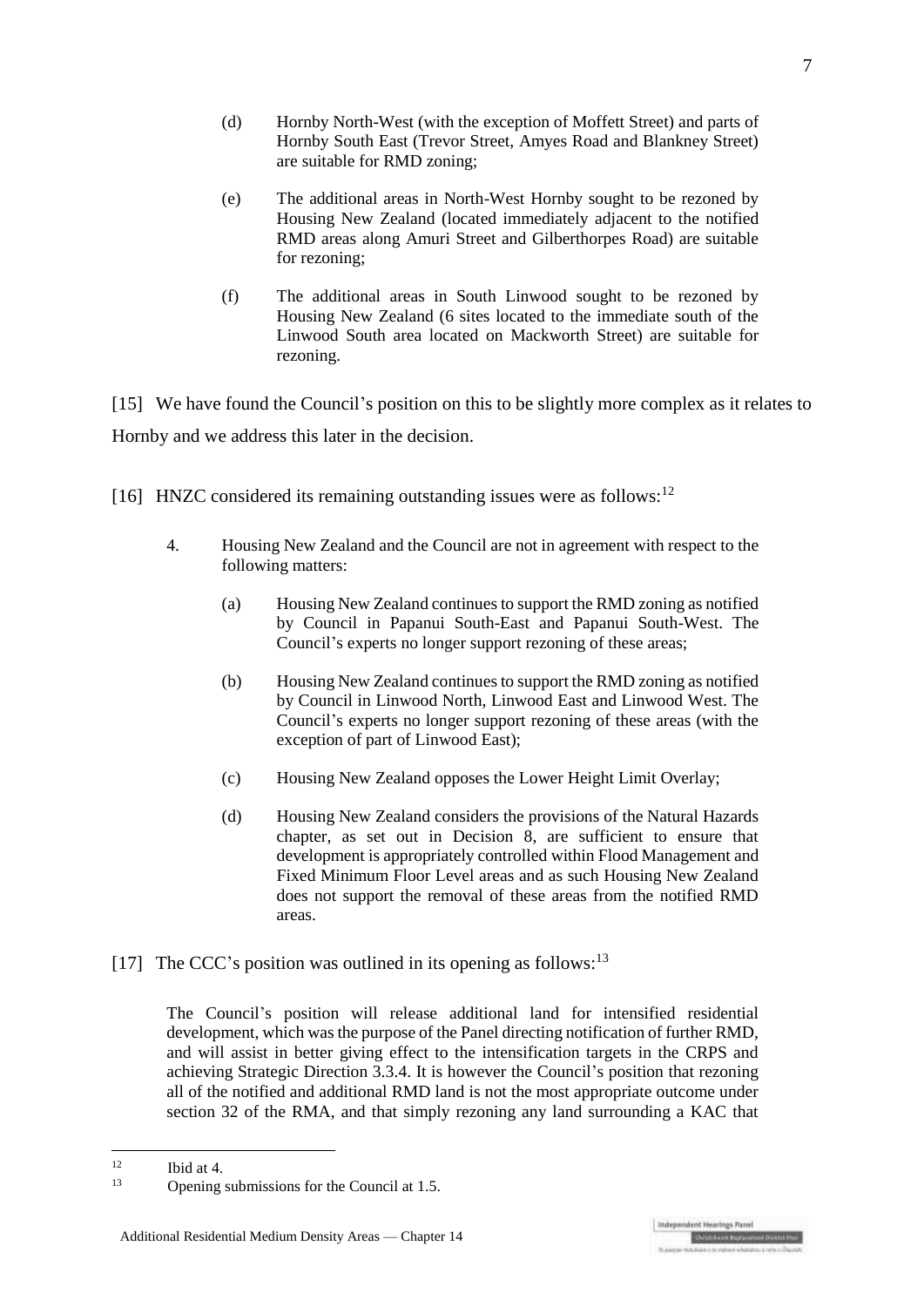(d) Hornby North-West (with the exception of Moffett Street) and parts of Hornby South East (Trevor Street, Amyes Road and Blankney Street) are suitable for RMD zoning;

(e) The additional areas in North-West Hornby sought to be rezoned by Housing New Zealand (located immediately adjacent to the notified RMD areas along Amuri Street and Gilberthorpes Road) are suitable for rezoning;

(f) The additional areas in South Linwood sought to be rezoned by Housing New Zealand (6 sites located to the immediate south of the Linwood South area located on Mackworth Street) are suitable for rezoning.

[15] We have found the Council's position on this to be slightly more complex as it relates to Hornby and we address this later in the decision.

[16] HNZC considered its remaining outstanding issues were as follows:[12]

> 4. Housing New Zealand and the Council are not in agreement with respect to the following matters:
>
> (a) Housing New Zealand continues to support the RMD zoning as notified by Council in Papanui South-East and Papanui South-West. The Council's experts no longer support rezoning of these areas;
>
> (b) Housing New Zealand continues to support the RMD zoning as notified by Council in Linwood North, Linwood East and Linwood West. The Council's experts no longer support rezoning of these areas (with the exception of part of Linwood East);
>
> (c) Housing New Zealand opposes the Lower Height Limit Overlay;
>
> (d) Housing New Zealand considers the provisions of the Natural Hazards chapter, as set out in Decision 8, are sufficient to ensure that development is appropriately controlled within Flood Management and Fixed Minimum Floor Level areas and as such Housing New Zealand does not support the removal of these areas from the notified RMD areas.

[17] The CCC's position was outlined in its opening as follows:[13]

> The Council's position will release additional land for intensified residential development, which was the purpose of the Panel directing notification of further RMD, and will assist in better giving effect to the intensification targets in the CRPS and achieving Strategic Direction 3.3.4. It is however the Council's position that rezoning all of the notified and additional RMD land is not the most appropriate outcome under section 32 of the RMA, and that simply rezoning any land surrounding a KAC that

---

[12] Ibid at 4.

[13] Opening submissions for the Council at 1.5.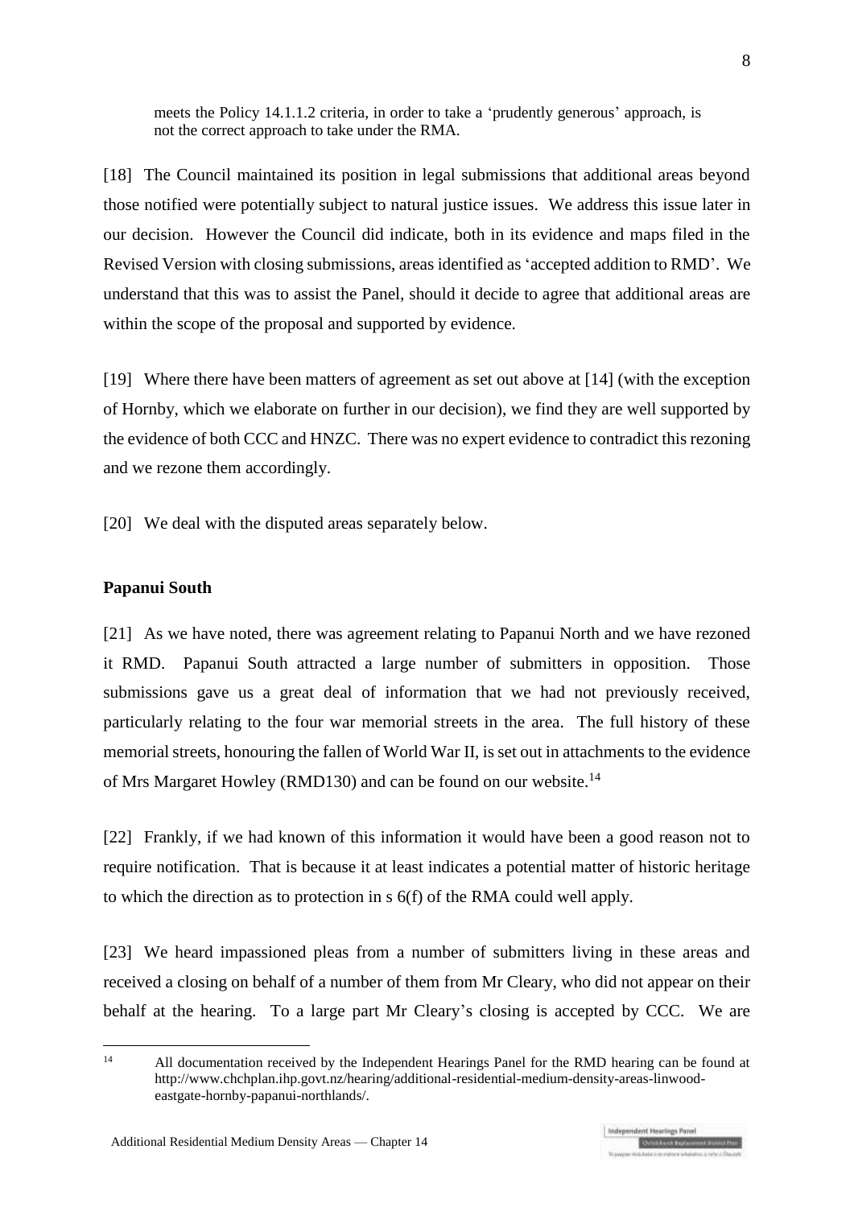meets the Policy 14.1.1.2 criteria, in order to take a 'prudently generous' approach, is not the correct approach to take under the RMA.

[18] The Council maintained its position in legal submissions that additional areas beyond those notified were potentially subject to natural justice issues. We address this issue later in our decision. However the Council did indicate, both in its evidence and maps filed in the Revised Version with closing submissions, areas identified as 'accepted addition to RMD'. We understand that this was to assist the Panel, should it decide to agree that additional areas are within the scope of the proposal and supported by evidence.

[19] Where there have been matters of agreement as set out above at [14] (with the exception of Hornby, which we elaborate on further in our decision), we find they are well supported by the evidence of both CCC and HNZC. There was no expert evidence to contradict this rezoning and we rezone them accordingly.

[20] We deal with the disputed areas separately below.

**Papanui South**

[21] As we have noted, there was agreement relating to Papanui North and we have rezoned it RMD. Papanui South attracted a large number of submitters in opposition. Those submissions gave us a great deal of information that we had not previously received, particularly relating to the four war memorial streets in the area. The full history of these memorial streets, honouring the fallen of World War II, is set out in attachments to the evidence of Mrs Margaret Howley (RMD130) and can be found on our website.[14]

[22] Frankly, if we had known of this information it would have been a good reason not to require notification. That is because it at least indicates a potential matter of historic heritage to which the direction as to protection in s 6(f) of the RMA could well apply.

[23] We heard impassioned pleas from a number of submitters living in these areas and received a closing on behalf of a number of them from Mr Cleary, who did not appear on their behalf at the hearing. To a large part Mr Cleary's closing is accepted by CCC. We are

[14] All documentation received by the Independent Hearings Panel for the RMD hearing can be found at http://www.chchplan.ihp.govt.nz/hearing/additional-residential-medium-density-areas-linwood-eastgate-hornby-papanui-northlands/.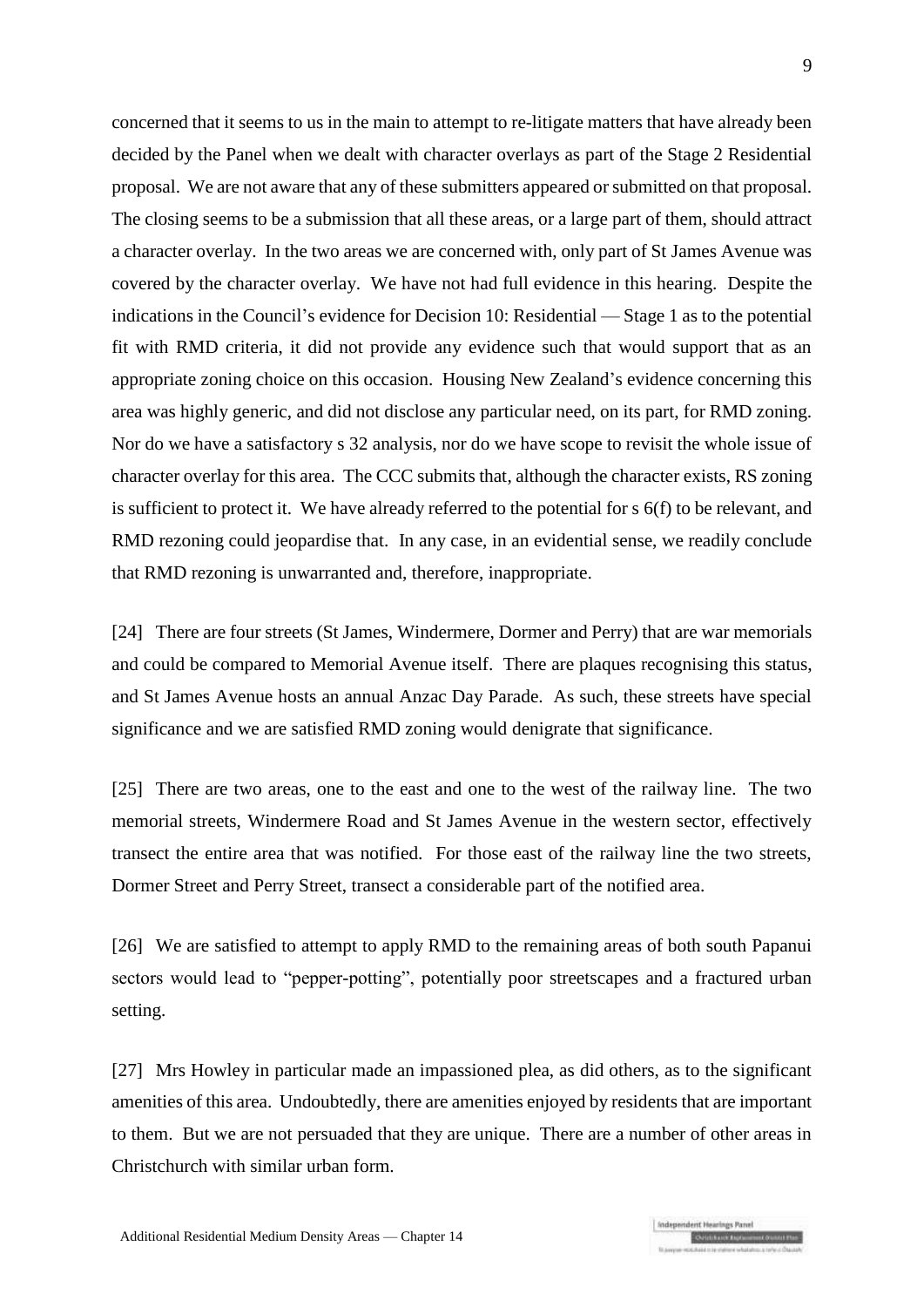concerned that it seems to us in the main to attempt to re-litigate matters that have already been decided by the Panel when we dealt with character overlays as part of the Stage 2 Residential proposal. We are not aware that any of these submitters appeared or submitted on that proposal. The closing seems to be a submission that all these areas, or a large part of them, should attract a character overlay. In the two areas we are concerned with, only part of St James Avenue was covered by the character overlay. We have not had full evidence in this hearing. Despite the indications in the Council's evidence for Decision 10: Residential — Stage 1 as to the potential fit with RMD criteria, it did not provide any evidence such that would support that as an appropriate zoning choice on this occasion. Housing New Zealand's evidence concerning this area was highly generic, and did not disclose any particular need, on its part, for RMD zoning. Nor do we have a satisfactory s 32 analysis, nor do we have scope to revisit the whole issue of character overlay for this area. The CCC submits that, although the character exists, RS zoning is sufficient to protect it. We have already referred to the potential for s 6(f) to be relevant, and RMD rezoning could jeopardise that. In any case, in an evidential sense, we readily conclude that RMD rezoning is unwarranted and, therefore, inappropriate.

[24] There are four streets (St James, Windermere, Dormer and Perry) that are war memorials and could be compared to Memorial Avenue itself. There are plaques recognising this status, and St James Avenue hosts an annual Anzac Day Parade. As such, these streets have special significance and we are satisfied RMD zoning would denigrate that significance.

[25] There are two areas, one to the east and one to the west of the railway line. The two memorial streets, Windermere Road and St James Avenue in the western sector, effectively transect the entire area that was notified. For those east of the railway line the two streets, Dormer Street and Perry Street, transect a considerable part of the notified area.

[26] We are satisfied to attempt to apply RMD to the remaining areas of both south Papanui sectors would lead to "pepper-potting", potentially poor streetscapes and a fractured urban setting.

[27] Mrs Howley in particular made an impassioned plea, as did others, as to the significant amenities of this area. Undoubtedly, there are amenities enjoyed by residents that are important to them. But we are not persuaded that they are unique. There are a number of other areas in Christchurch with similar urban form.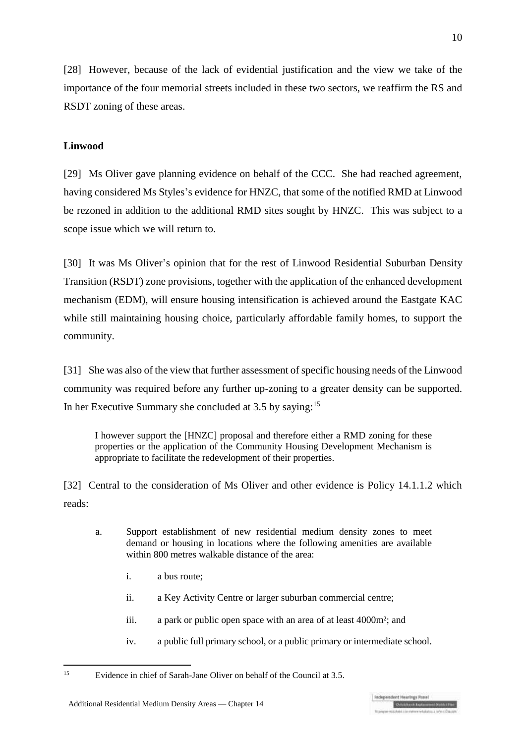[28] However, because of the lack of evidential justification and the view we take of the importance of the four memorial streets included in these two sectors, we reaffirm the RS and RSDT zoning of these areas.

**Linwood**

[29] Ms Oliver gave planning evidence on behalf of the CCC. She had reached agreement, having considered Ms Styles's evidence for HNZC, that some of the notified RMD at Linwood be rezoned in addition to the additional RMD sites sought by HNZC. This was subject to a scope issue which we will return to.

[30] It was Ms Oliver's opinion that for the rest of Linwood Residential Suburban Density Transition (RSDT) zone provisions, together with the application of the enhanced development mechanism (EDM), will ensure housing intensification is achieved around the Eastgate KAC while still maintaining housing choice, particularly affordable family homes, to support the community.

[31] She was also of the view that further assessment of specific housing needs of the Linwood community was required before any further up-zoning to a greater density can be supported. In her Executive Summary she concluded at 3.5 by saying:[15]

> I however support the [HNZC] proposal and therefore either a RMD zoning for these properties or the application of the Community Housing Development Mechanism is appropriate to facilitate the redevelopment of their properties.

[32] Central to the consideration of Ms Oliver and other evidence is Policy 14.1.1.2 which reads:

> a. Support establishment of new residential medium density zones to meet demand or housing in locations where the following amenities are available within 800 metres walkable distance of the area:
>
> i. a bus route;
>
> ii. a Key Activity Centre or larger suburban commercial centre;
>
> iii. a park or public open space with an area of at least 4000m²; and
>
> iv. a public full primary school, or a public primary or intermediate school.

[15] Evidence in chief of Sarah-Jane Oliver on behalf of the Council at 3.5.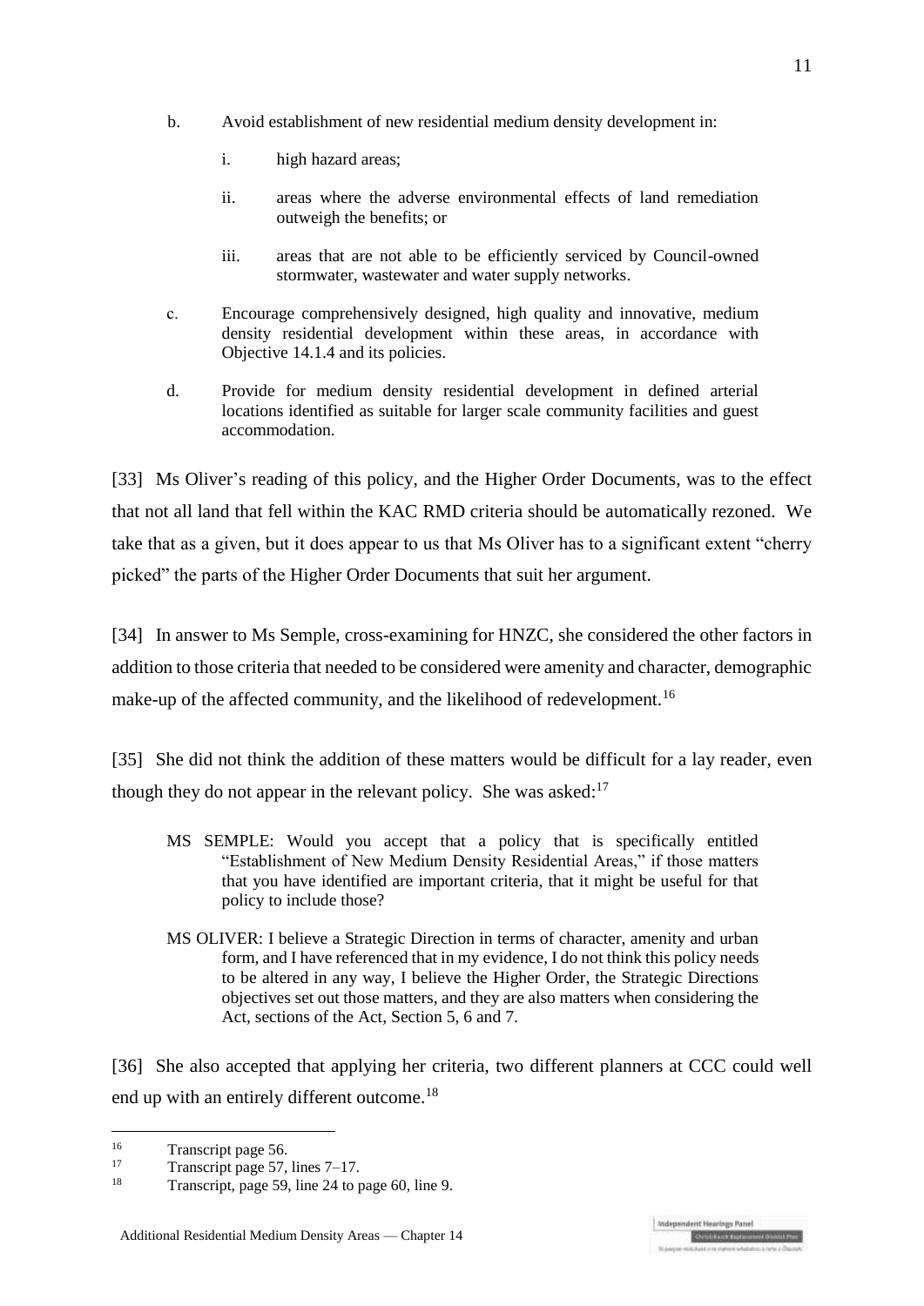b. Avoid establishment of new residential medium density development in:

   i. high hazard areas;

   ii. areas where the adverse environmental effects of land remediation outweigh the benefits; or

   iii. areas that are not able to be efficiently serviced by Council-owned stormwater, wastewater and water supply networks.

c. Encourage comprehensively designed, high quality and innovative, medium density residential development within these areas, in accordance with Objective 14.1.4 and its policies.

d. Provide for medium density residential development in defined arterial locations identified as suitable for larger scale community facilities and guest accommodation.

[33] Ms Oliver's reading of this policy, and the Higher Order Documents, was to the effect that not all land that fell within the KAC RMD criteria should be automatically rezoned. We take that as a given, but it does appear to us that Ms Oliver has to a significant extent "cherry picked" the parts of the Higher Order Documents that suit her argument.

[34] In answer to Ms Semple, cross-examining for HNZC, she considered the other factors in addition to those criteria that needed to be considered were amenity and character, demographic make-up of the affected community, and the likelihood of redevelopment.[16]

[35] She did not think the addition of these matters would be difficult for a lay reader, even though they do not appear in the relevant policy. She was asked:[17]

> MS SEMPLE: Would you accept that a policy that is specifically entitled "Establishment of New Medium Density Residential Areas," if those matters that you have identified are important criteria, that it might be useful for that policy to include those?
>
> MS OLIVER: I believe a Strategic Direction in terms of character, amenity and urban form, and I have referenced that in my evidence, I do not think this policy needs to be altered in any way, I believe the Higher Order, the Strategic Directions objectives set out those matters, and they are also matters when considering the Act, sections of the Act, Section 5, 6 and 7.

[36] She also accepted that applying her criteria, two different planners at CCC could well end up with an entirely different outcome.[18]

---

[16] Transcript page 56.

[17] Transcript page 57, lines 7–17.

[18] Transcript, page 59, line 24 to page 60, line 9.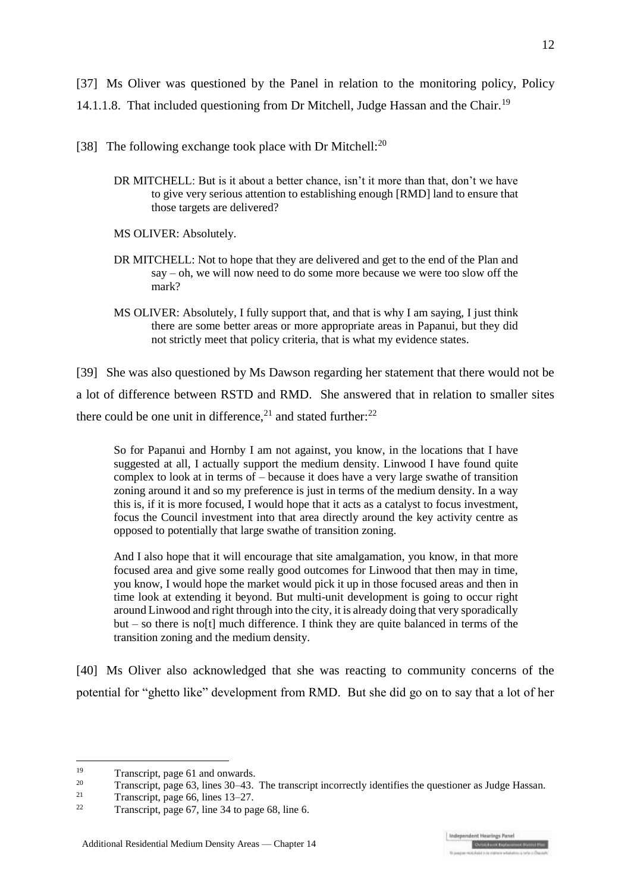[37] Ms Oliver was questioned by the Panel in relation to the monitoring policy, Policy 14.1.1.8. That included questioning from Dr Mitchell, Judge Hassan and the Chair.[19]

[38] The following exchange took place with Dr Mitchell:[20]

> DR MITCHELL: But is it about a better chance, isn't it more than that, don't we have to give very serious attention to establishing enough [RMD] land to ensure that those targets are delivered?
>
> MS OLIVER: Absolutely.
>
> DR MITCHELL: Not to hope that they are delivered and get to the end of the Plan and say – oh, we will now need to do some more because we were too slow off the mark?
>
> MS OLIVER: Absolutely, I fully support that, and that is why I am saying, I just think there are some better areas or more appropriate areas in Papanui, but they did not strictly meet that policy criteria, that is what my evidence states.

[39] She was also questioned by Ms Dawson regarding her statement that there would not be a lot of difference between RSTD and RMD. She answered that in relation to smaller sites there could be one unit in difference,[21] and stated further:[22]

> So for Papanui and Hornby I am not against, you know, in the locations that I have suggested at all, I actually support the medium density. Linwood I have found quite complex to look at in terms of – because it does have a very large swathe of transition zoning around it and so my preference is just in terms of the medium density. In a way this is, if it is more focused, I would hope that it acts as a catalyst to focus investment, focus the Council investment into that area directly around the key activity centre as opposed to potentially that large swathe of transition zoning.
>
> And I also hope that it will encourage that site amalgamation, you know, in that more focused area and give some really good outcomes for Linwood that then may in time, you know, I would hope the market would pick it up in those focused areas and then in time look at extending it beyond. But multi-unit development is going to occur right around Linwood and right through into the city, it is already doing that very sporadically but – so there is no[t] much difference. I think they are quite balanced in terms of the transition zoning and the medium density.

[40] Ms Oliver also acknowledged that she was reacting to community concerns of the potential for "ghetto like" development from RMD. But she did go on to say that a lot of her

---

[19] Transcript, page 61 and onwards.

[20] Transcript, page 63, lines 30–43. The transcript incorrectly identifies the questioner as Judge Hassan.

[21] Transcript, page 66, lines 13–27.

[22] Transcript, page 67, line 34 to page 68, line 6.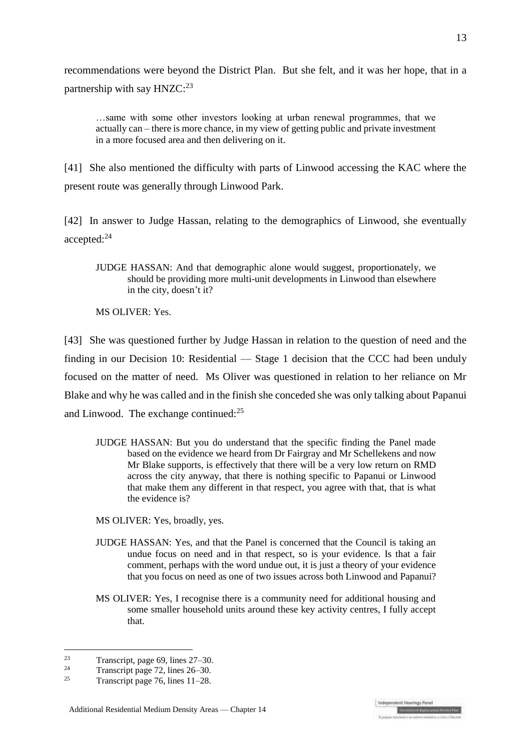recommendations were beyond the District Plan. But she felt, and it was her hope, that in a partnership with say HNZC:[23]

> …same with some other investors looking at urban renewal programmes, that we actually can – there is more chance, in my view of getting public and private investment in a more focused area and then delivering on it.

[41] She also mentioned the difficulty with parts of Linwood accessing the KAC where the present route was generally through Linwood Park.

[42] In answer to Judge Hassan, relating to the demographics of Linwood, she eventually accepted:[24]

> JUDGE HASSAN: And that demographic alone would suggest, proportionately, we should be providing more multi-unit developments in Linwood than elsewhere in the city, doesn't it?
>
> MS OLIVER: Yes.

[43] She was questioned further by Judge Hassan in relation to the question of need and the finding in our Decision 10: Residential — Stage 1 decision that the CCC had been unduly focused on the matter of need. Ms Oliver was questioned in relation to her reliance on Mr Blake and why he was called and in the finish she conceded she was only talking about Papanui and Linwood. The exchange continued:[25]

> JUDGE HASSAN: But you do understand that the specific finding the Panel made based on the evidence we heard from Dr Fairgray and Mr Schellekens and now Mr Blake supports, is effectively that there will be a very low return on RMD across the city anyway, that there is nothing specific to Papanui or Linwood that make them any different in that respect, you agree with that, that is what the evidence is?
>
> MS OLIVER: Yes, broadly, yes.
>
> JUDGE HASSAN: Yes, and that the Panel is concerned that the Council is taking an undue focus on need and in that respect, so is your evidence. Is that a fair comment, perhaps with the word undue out, it is just a theory of your evidence that you focus on need as one of two issues across both Linwood and Papanui?
>
> MS OLIVER: Yes, I recognise there is a community need for additional housing and some smaller household units around these key activity centres, I fully accept that.

---

[23] Transcript, page 69, lines 27–30.

[24] Transcript page 72, lines 26–30.

[25] Transcript page 76, lines 11–28.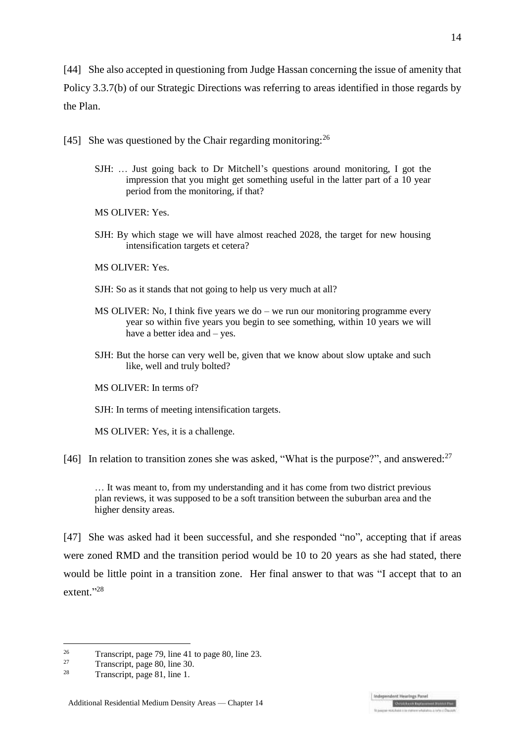[44] She also accepted in questioning from Judge Hassan concerning the issue of amenity that Policy 3.3.7(b) of our Strategic Directions was referring to areas identified in those regards by the Plan.

[45] She was questioned by the Chair regarding monitoring:[26]

> SJH: … Just going back to Dr Mitchell's questions around monitoring, I got the impression that you might get something useful in the latter part of a 10 year period from the monitoring, if that?
>
> MS OLIVER: Yes.
>
> SJH: By which stage we will have almost reached 2028, the target for new housing intensification targets et cetera?
>
> MS OLIVER: Yes.
>
> SJH: So as it stands that not going to help us very much at all?
>
> MS OLIVER: No, I think five years we do – we run our monitoring programme every year so within five years you begin to see something, within 10 years we will have a better idea and – yes.
>
> SJH: But the horse can very well be, given that we know about slow uptake and such like, well and truly bolted?
>
> MS OLIVER: In terms of?
>
> SJH: In terms of meeting intensification targets.
>
> MS OLIVER: Yes, it is a challenge.

[46] In relation to transition zones she was asked, "What is the purpose?", and answered:[27]

> … It was meant to, from my understanding and it has come from two district previous plan reviews, it was supposed to be a soft transition between the suburban area and the higher density areas.

[47] She was asked had it been successful, and she responded "no", accepting that if areas were zoned RMD and the transition period would be 10 to 20 years as she had stated, there would be little point in a transition zone. Her final answer to that was "I accept that to an extent."[28]

---

[26] Transcript, page 79, line 41 to page 80, line 23.

[27] Transcript, page 80, line 30.

[28] Transcript, page 81, line 1.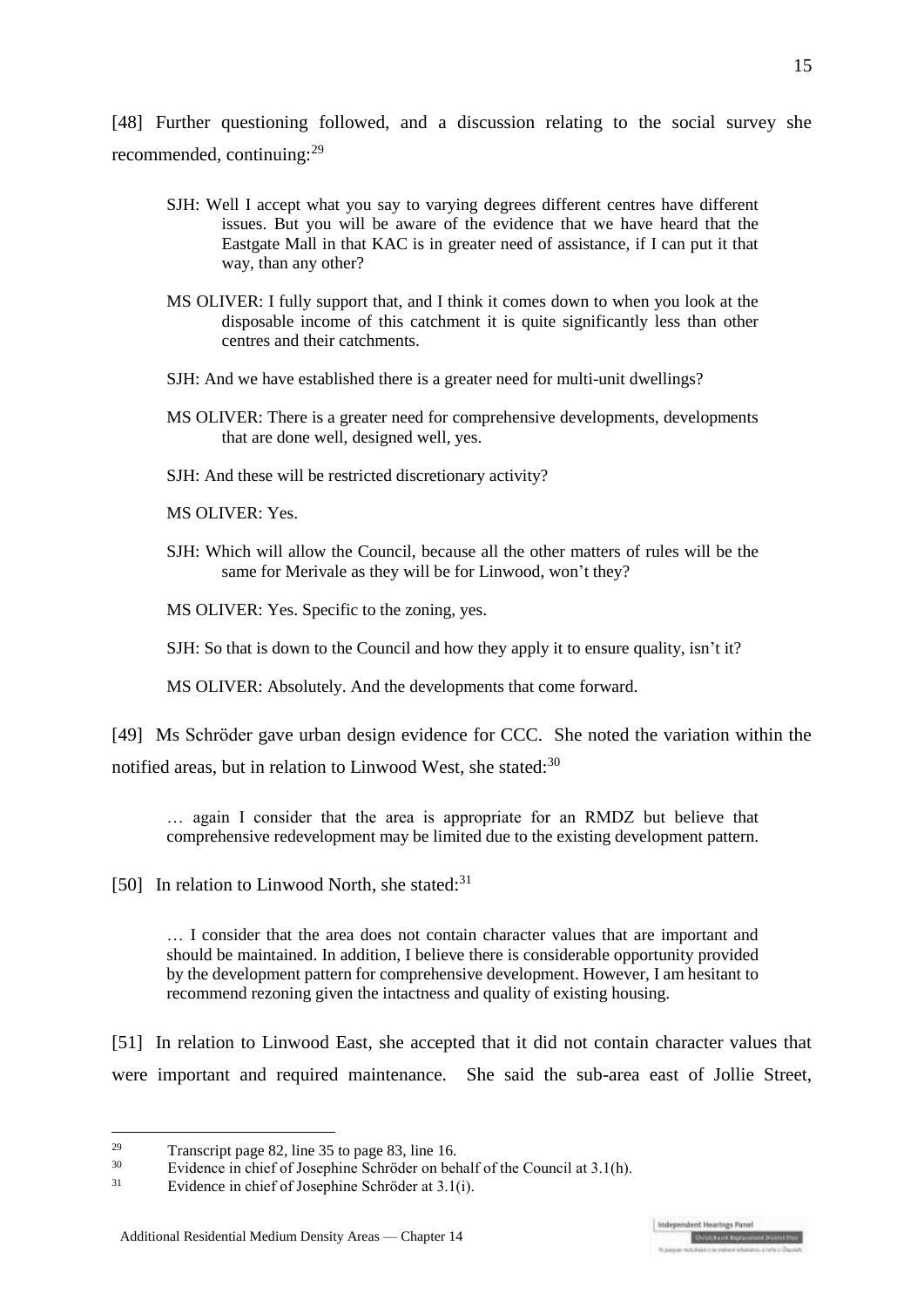[48] Further questioning followed, and a discussion relating to the social survey she recommended, continuing:[29]

> SJH: Well I accept what you say to varying degrees different centres have different issues. But you will be aware of the evidence that we have heard that the Eastgate Mall in that KAC is in greater need of assistance, if I can put it that way, than any other?
>
> MS OLIVER: I fully support that, and I think it comes down to when you look at the disposable income of this catchment it is quite significantly less than other centres and their catchments.
>
> SJH: And we have established there is a greater need for multi-unit dwellings?
>
> MS OLIVER: There is a greater need for comprehensive developments, developments that are done well, designed well, yes.
>
> SJH: And these will be restricted discretionary activity?
>
> MS OLIVER: Yes.
>
> SJH: Which will allow the Council, because all the other matters of rules will be the same for Merivale as they will be for Linwood, won't they?
>
> MS OLIVER: Yes. Specific to the zoning, yes.
>
> SJH: So that is down to the Council and how they apply it to ensure quality, isn't it?
>
> MS OLIVER: Absolutely. And the developments that come forward.

[49] Ms Schröder gave urban design evidence for CCC. She noted the variation within the notified areas, but in relation to Linwood West, she stated:[30]

> … again I consider that the area is appropriate for an RMDZ but believe that comprehensive redevelopment may be limited due to the existing development pattern.

[50] In relation to Linwood North, she stated:[31]

> … I consider that the area does not contain character values that are important and should be maintained. In addition, I believe there is considerable opportunity provided by the development pattern for comprehensive development. However, I am hesitant to recommend rezoning given the intactness and quality of existing housing.

[51] In relation to Linwood East, she accepted that it did not contain character values that were important and required maintenance. She said the sub-area east of Jollie Street,

---

[29] Transcript page 82, line 35 to page 83, line 16.

[30] Evidence in chief of Josephine Schröder on behalf of the Council at 3.1(h).

[31] Evidence in chief of Josephine Schröder at 3.1(i).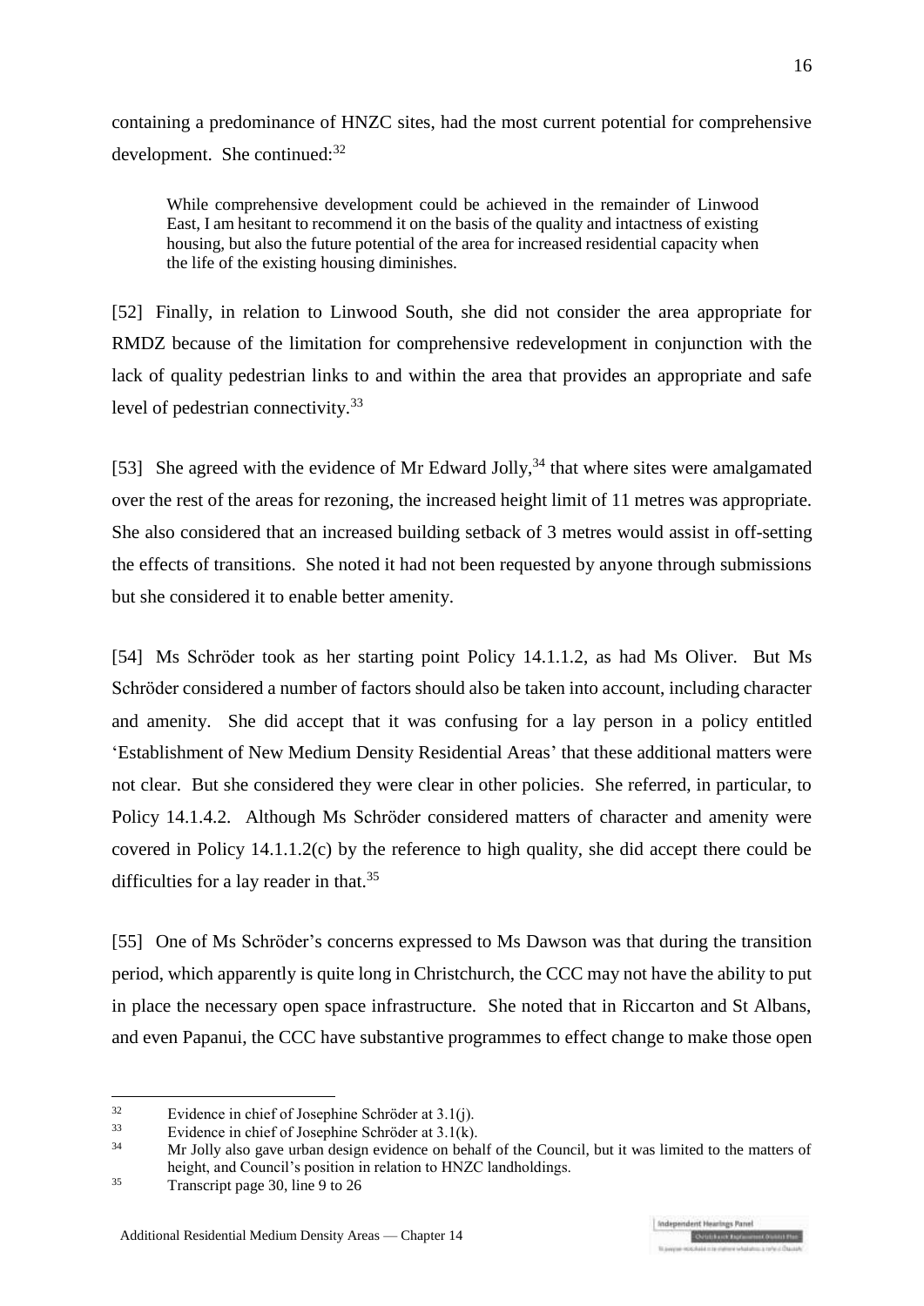containing a predominance of HNZC sites, had the most current potential for comprehensive development. She continued:[32]

> While comprehensive development could be achieved in the remainder of Linwood East, I am hesitant to recommend it on the basis of the quality and intactness of existing housing, but also the future potential of the area for increased residential capacity when the life of the existing housing diminishes.

[52] Finally, in relation to Linwood South, she did not consider the area appropriate for RMDZ because of the limitation for comprehensive redevelopment in conjunction with the lack of quality pedestrian links to and within the area that provides an appropriate and safe level of pedestrian connectivity.[33]

[53] She agreed with the evidence of Mr Edward Jolly,[34] that where sites were amalgamated over the rest of the areas for rezoning, the increased height limit of 11 metres was appropriate. She also considered that an increased building setback of 3 metres would assist in off-setting the effects of transitions. She noted it had not been requested by anyone through submissions but she considered it to enable better amenity.

[54] Ms Schröder took as her starting point Policy 14.1.1.2, as had Ms Oliver. But Ms Schröder considered a number of factors should also be taken into account, including character and amenity. She did accept that it was confusing for a lay person in a policy entitled 'Establishment of New Medium Density Residential Areas' that these additional matters were not clear. But she considered they were clear in other policies. She referred, in particular, to Policy 14.1.4.2. Although Ms Schröder considered matters of character and amenity were covered in Policy 14.1.1.2(c) by the reference to high quality, she did accept there could be difficulties for a lay reader in that.[35]

[55] One of Ms Schröder's concerns expressed to Ms Dawson was that during the transition period, which apparently is quite long in Christchurch, the CCC may not have the ability to put in place the necessary open space infrastructure. She noted that in Riccarton and St Albans, and even Papanui, the CCC have substantive programmes to effect change to make those open

---

[32] Evidence in chief of Josephine Schröder at 3.1(j).

[33] Evidence in chief of Josephine Schröder at 3.1(k).

[34] Mr Jolly also gave urban design evidence on behalf of the Council, but it was limited to the matters of height, and Council's position in relation to HNZC landholdings.

[35] Transcript page 30, line 9 to 26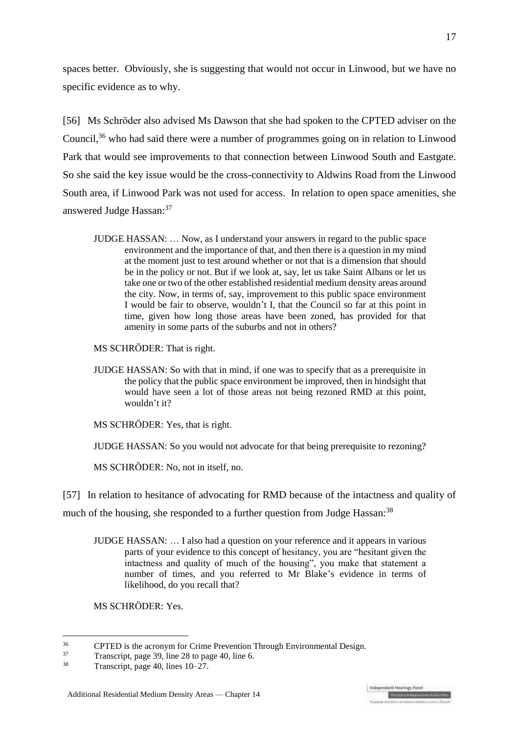spaces better. Obviously, she is suggesting that would not occur in Linwood, but we have no specific evidence as to why.

[56] Ms Schröder also advised Ms Dawson that she had spoken to the CPTED adviser on the Council,[36] who had said there were a number of programmes going on in relation to Linwood Park that would see improvements to that connection between Linwood South and Eastgate. So she said the key issue would be the cross-connectivity to Aldwins Road from the Linwood South area, if Linwood Park was not used for access. In relation to open space amenities, she answered Judge Hassan:[37]

> JUDGE HASSAN: … Now, as I understand your answers in regard to the public space environment and the importance of that, and then there is a question in my mind at the moment just to test around whether or not that is a dimension that should be in the policy or not. But if we look at, say, let us take Saint Albans or let us take one or two of the other established residential medium density areas around the city. Now, in terms of, say, improvement to this public space environment I would be fair to observe, wouldn't I, that the Council so far at this point in time, given how long those areas have been zoned, has provided for that amenity in some parts of the suburbs and not in others?
>
> MS SCHRÖDER: That is right.
>
> JUDGE HASSAN: So with that in mind, if one was to specify that as a prerequisite in the policy that the public space environment be improved, then in hindsight that would have seen a lot of those areas not being rezoned RMD at this point, wouldn't it?
>
> MS SCHRÖDER: Yes, that is right.
>
> JUDGE HASSAN: So you would not advocate for that being prerequisite to rezoning?
>
> MS SCHRÖDER: No, not in itself, no.

[57] In relation to hesitance of advocating for RMD because of the intactness and quality of much of the housing, she responded to a further question from Judge Hassan:[38]

> JUDGE HASSAN: … I also had a question on your reference and it appears in various parts of your evidence to this concept of hesitancy, you are "hesitant given the intactness and quality of much of the housing", you make that statement a number of times, and you referred to Mr Blake's evidence in terms of likelihood, do you recall that?
>
> MS SCHRÖDER: Yes.

---

[36] CPTED is the acronym for Crime Prevention Through Environmental Design.

[37] Transcript, page 39, line 28 to page 40, line 6.

[38] Transcript, page 40, lines 10–27.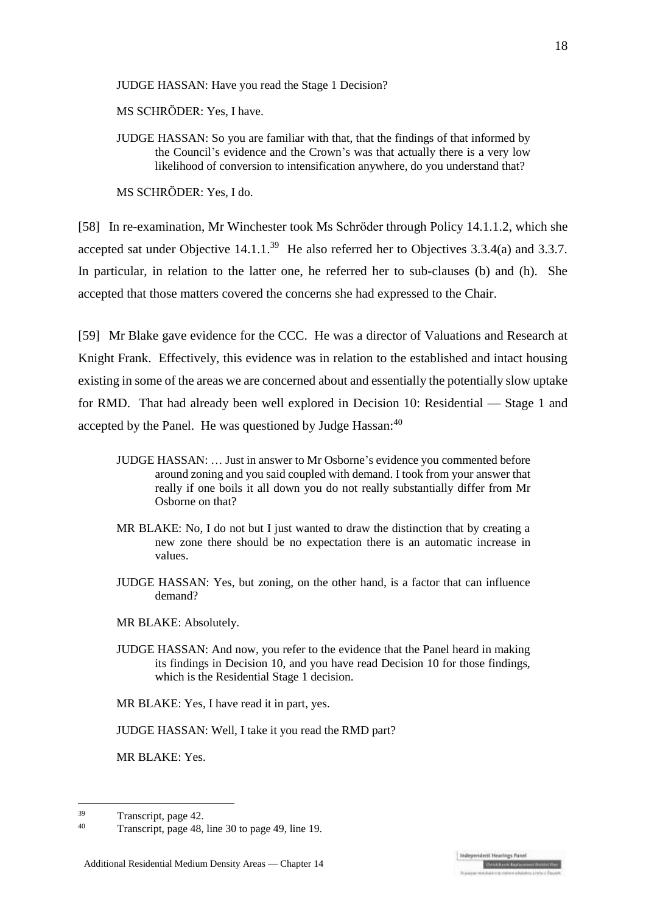> JUDGE HASSAN: Have you read the Stage 1 Decision?
>
> MS SCHRÖDER: Yes, I have.
>
> JUDGE HASSAN: So you are familiar with that, that the findings of that informed by the Council's evidence and the Crown's was that actually there is a very low likelihood of conversion to intensification anywhere, do you understand that?
>
> MS SCHRÖDER: Yes, I do.

[58] In re-examination, Mr Winchester took Ms Schröder through Policy 14.1.1.2, which she accepted sat under Objective 14.1.1.[39] He also referred her to Objectives 3.3.4(a) and 3.3.7. In particular, in relation to the latter one, he referred her to sub-clauses (b) and (h). She accepted that those matters covered the concerns she had expressed to the Chair.

[59] Mr Blake gave evidence for the CCC. He was a director of Valuations and Research at Knight Frank. Effectively, this evidence was in relation to the established and intact housing existing in some of the areas we are concerned about and essentially the potentially slow uptake for RMD. That had already been well explored in Decision 10: Residential — Stage 1 and accepted by the Panel. He was questioned by Judge Hassan:[40]

> JUDGE HASSAN: … Just in answer to Mr Osborne's evidence you commented before around zoning and you said coupled with demand. I took from your answer that really if one boils it all down you do not really substantially differ from Mr Osborne on that?
>
> MR BLAKE: No, I do not but I just wanted to draw the distinction that by creating a new zone there should be no expectation there is an automatic increase in values.
>
> JUDGE HASSAN: Yes, but zoning, on the other hand, is a factor that can influence demand?
>
> MR BLAKE: Absolutely.
>
> JUDGE HASSAN: And now, you refer to the evidence that the Panel heard in making its findings in Decision 10, and you have read Decision 10 for those findings, which is the Residential Stage 1 decision.
>
> MR BLAKE: Yes, I have read it in part, yes.
>
> JUDGE HASSAN: Well, I take it you read the RMD part?
>
> MR BLAKE: Yes.

---

[39] Transcript, page 42.

[40] Transcript, page 48, line 30 to page 49, line 19.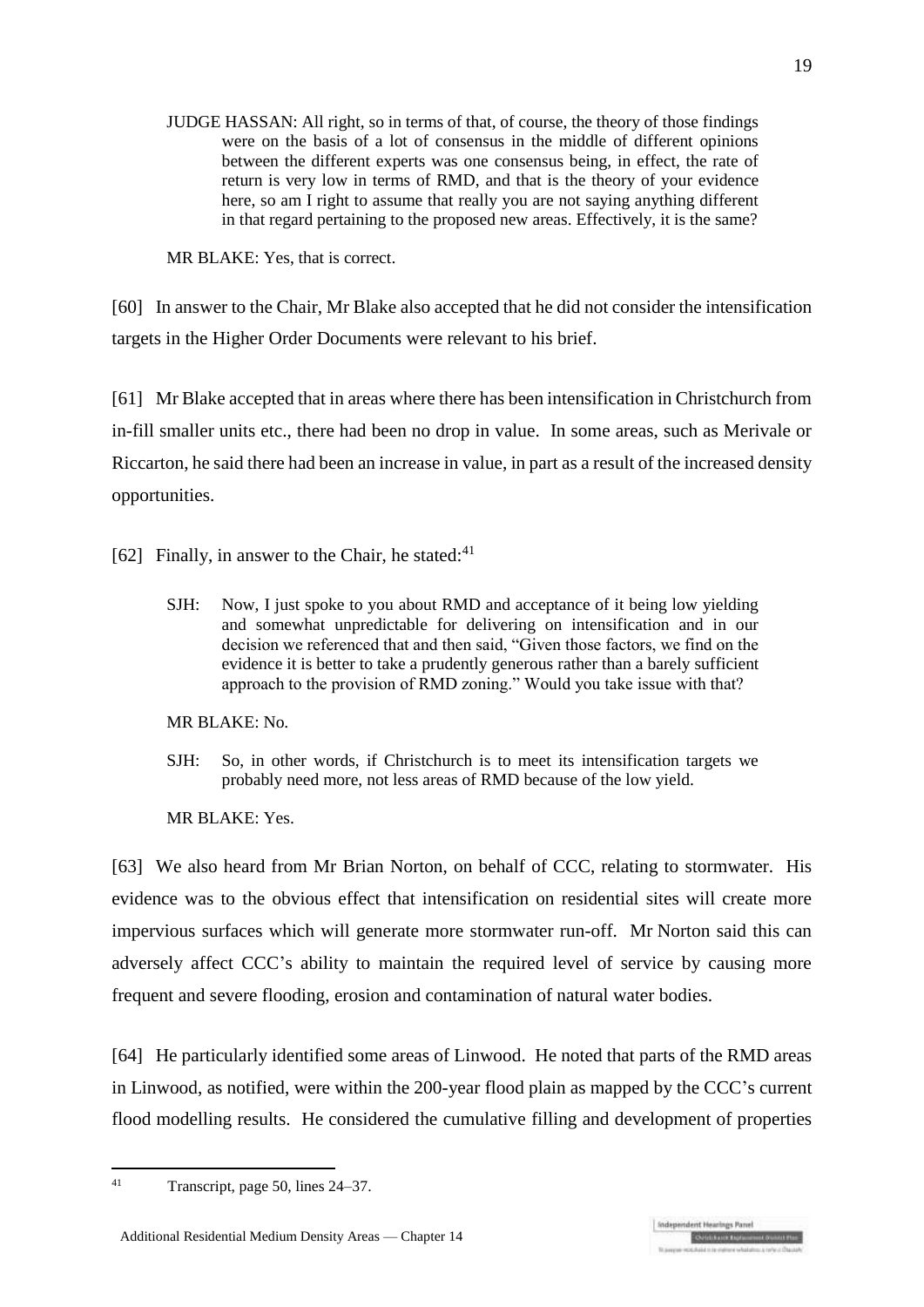> JUDGE HASSAN: All right, so in terms of that, of course, the theory of those findings were on the basis of a lot of consensus in the middle of different opinions between the different experts was one consensus being, in effect, the rate of return is very low in terms of RMD, and that is the theory of your evidence here, so am I right to assume that really you are not saying anything different in that regard pertaining to the proposed new areas. Effectively, it is the same?
>
> MR BLAKE: Yes, that is correct.

[60] In answer to the Chair, Mr Blake also accepted that he did not consider the intensification targets in the Higher Order Documents were relevant to his brief.

[61] Mr Blake accepted that in areas where there has been intensification in Christchurch from in-fill smaller units etc., there had been no drop in value. In some areas, such as Merivale or Riccarton, he said there had been an increase in value, in part as a result of the increased density opportunities.

[62] Finally, in answer to the Chair, he stated:[41]

> SJH: Now, I just spoke to you about RMD and acceptance of it being low yielding and somewhat unpredictable for delivering on intensification and in our decision we referenced that and then said, "Given those factors, we find on the evidence it is better to take a prudently generous rather than a barely sufficient approach to the provision of RMD zoning." Would you take issue with that?
>
> MR BLAKE: No.
>
> SJH: So, in other words, if Christchurch is to meet its intensification targets we probably need more, not less areas of RMD because of the low yield.
>
> MR BLAKE: Yes.

[63] We also heard from Mr Brian Norton, on behalf of CCC, relating to stormwater. His evidence was to the obvious effect that intensification on residential sites will create more impervious surfaces which will generate more stormwater run-off. Mr Norton said this can adversely affect CCC's ability to maintain the required level of service by causing more frequent and severe flooding, erosion and contamination of natural water bodies.

[64] He particularly identified some areas of Linwood. He noted that parts of the RMD areas in Linwood, as notified, were within the 200-year flood plain as mapped by the CCC's current flood modelling results. He considered the cumulative filling and development of properties

---

[41] Transcript, page 50, lines 24–37.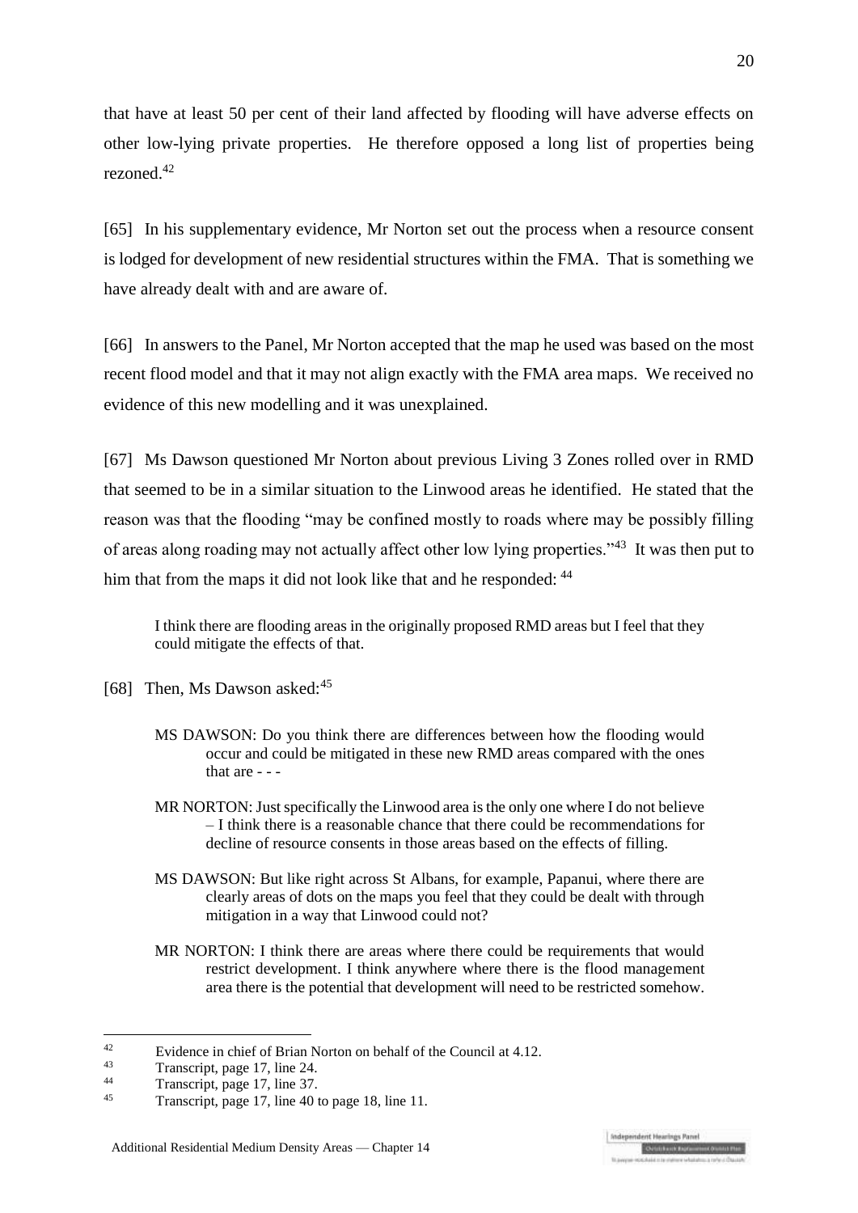that have at least 50 per cent of their land affected by flooding will have adverse effects on other low-lying private properties. He therefore opposed a long list of properties being rezoned.[42]

[65] In his supplementary evidence, Mr Norton set out the process when a resource consent is lodged for development of new residential structures within the FMA. That is something we have already dealt with and are aware of.

[66] In answers to the Panel, Mr Norton accepted that the map he used was based on the most recent flood model and that it may not align exactly with the FMA area maps. We received no evidence of this new modelling and it was unexplained.

[67] Ms Dawson questioned Mr Norton about previous Living 3 Zones rolled over in RMD that seemed to be in a similar situation to the Linwood areas he identified. He stated that the reason was that the flooding "may be confined mostly to roads where may be possibly filling of areas along roading may not actually affect other low lying properties."[43] It was then put to him that from the maps it did not look like that and he responded: [44]

> I think there are flooding areas in the originally proposed RMD areas but I feel that they could mitigate the effects of that.

[68] Then, Ms Dawson asked:[45]

> MS DAWSON: Do you think there are differences between how the flooding would occur and could be mitigated in these new RMD areas compared with the ones that are - - -
>
> MR NORTON: Just specifically the Linwood area is the only one where I do not believe – I think there is a reasonable chance that there could be recommendations for decline of resource consents in those areas based on the effects of filling.
>
> MS DAWSON: But like right across St Albans, for example, Papanui, where there are clearly areas of dots on the maps you feel that they could be dealt with through mitigation in a way that Linwood could not?
>
> MR NORTON: I think there are areas where there could be requirements that would restrict development. I think anywhere where there is the flood management area there is the potential that development will need to be restricted somehow.

---

[42] Evidence in chief of Brian Norton on behalf of the Council at 4.12.

[43] Transcript, page 17, line 24.

[44] Transcript, page 17, line 37.

[45] Transcript, page 17, line 40 to page 18, line 11.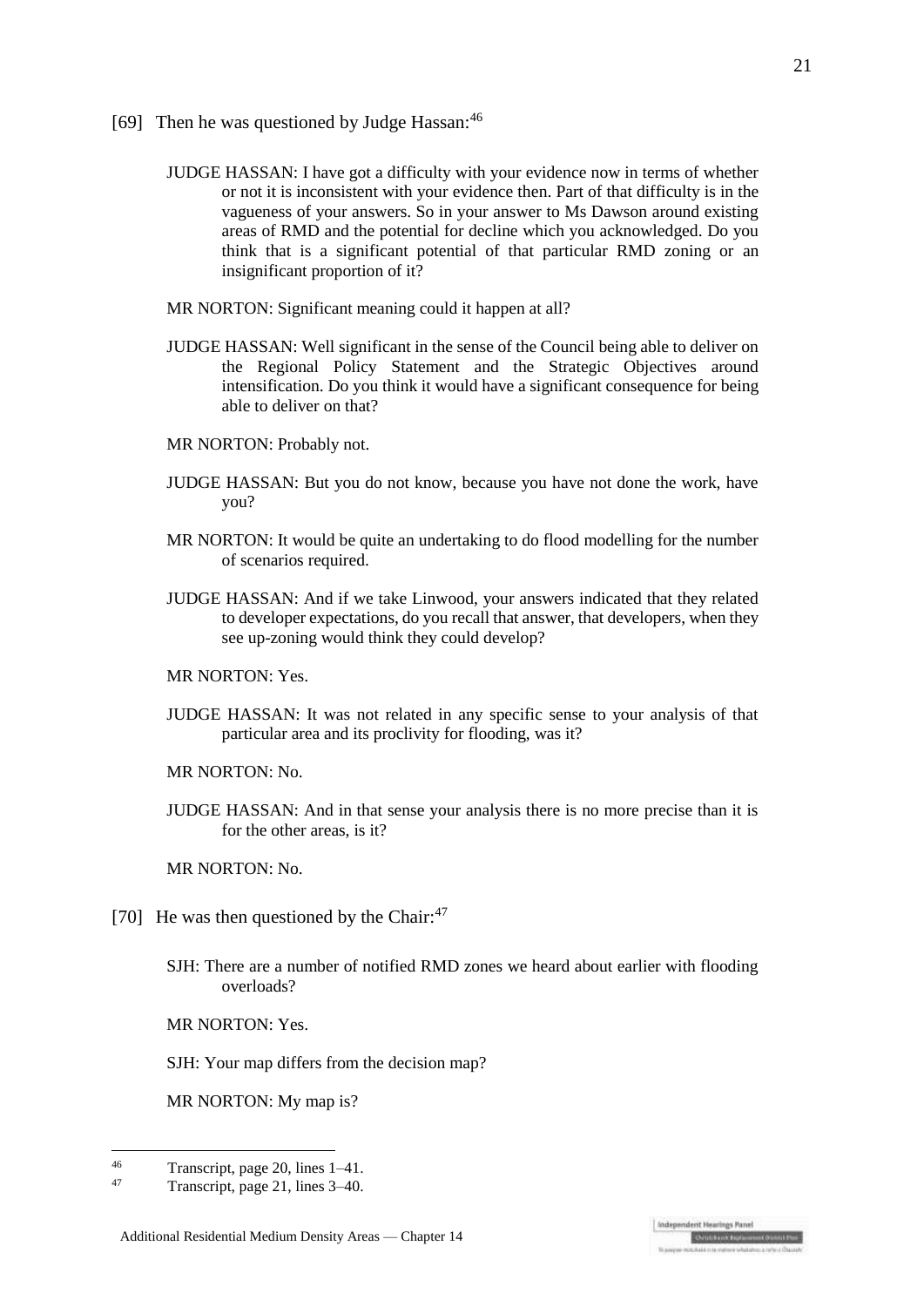[69] Then he was questioned by Judge Hassan:[46]

> JUDGE HASSAN: I have got a difficulty with your evidence now in terms of whether or not it is inconsistent with your evidence then. Part of that difficulty is in the vagueness of your answers. So in your answer to Ms Dawson around existing areas of RMD and the potential for decline which you acknowledged. Do you think that is a significant potential of that particular RMD zoning or an insignificant proportion of it?
>
> MR NORTON: Significant meaning could it happen at all?
>
> JUDGE HASSAN: Well significant in the sense of the Council being able to deliver on the Regional Policy Statement and the Strategic Objectives around intensification. Do you think it would have a significant consequence for being able to deliver on that?
>
> MR NORTON: Probably not.
>
> JUDGE HASSAN: But you do not know, because you have not done the work, have you?
>
> MR NORTON: It would be quite an undertaking to do flood modelling for the number of scenarios required.
>
> JUDGE HASSAN: And if we take Linwood, your answers indicated that they related to developer expectations, do you recall that answer, that developers, when they see up-zoning would think they could develop?
>
> MR NORTON: Yes.
>
> JUDGE HASSAN: It was not related in any specific sense to your analysis of that particular area and its proclivity for flooding, was it?
>
> MR NORTON: No.
>
> JUDGE HASSAN: And in that sense your analysis there is no more precise than it is for the other areas, is it?
>
> MR NORTON: No.

[70] He was then questioned by the Chair:[47]

> SJH: There are a number of notified RMD zones we heard about earlier with flooding overloads?
>
> MR NORTON: Yes.
>
> SJH: Your map differs from the decision map?
>
> MR NORTON: My map is?

---

[46] Transcript, page 20, lines 1–41.

[47] Transcript, page 21, lines 3–40.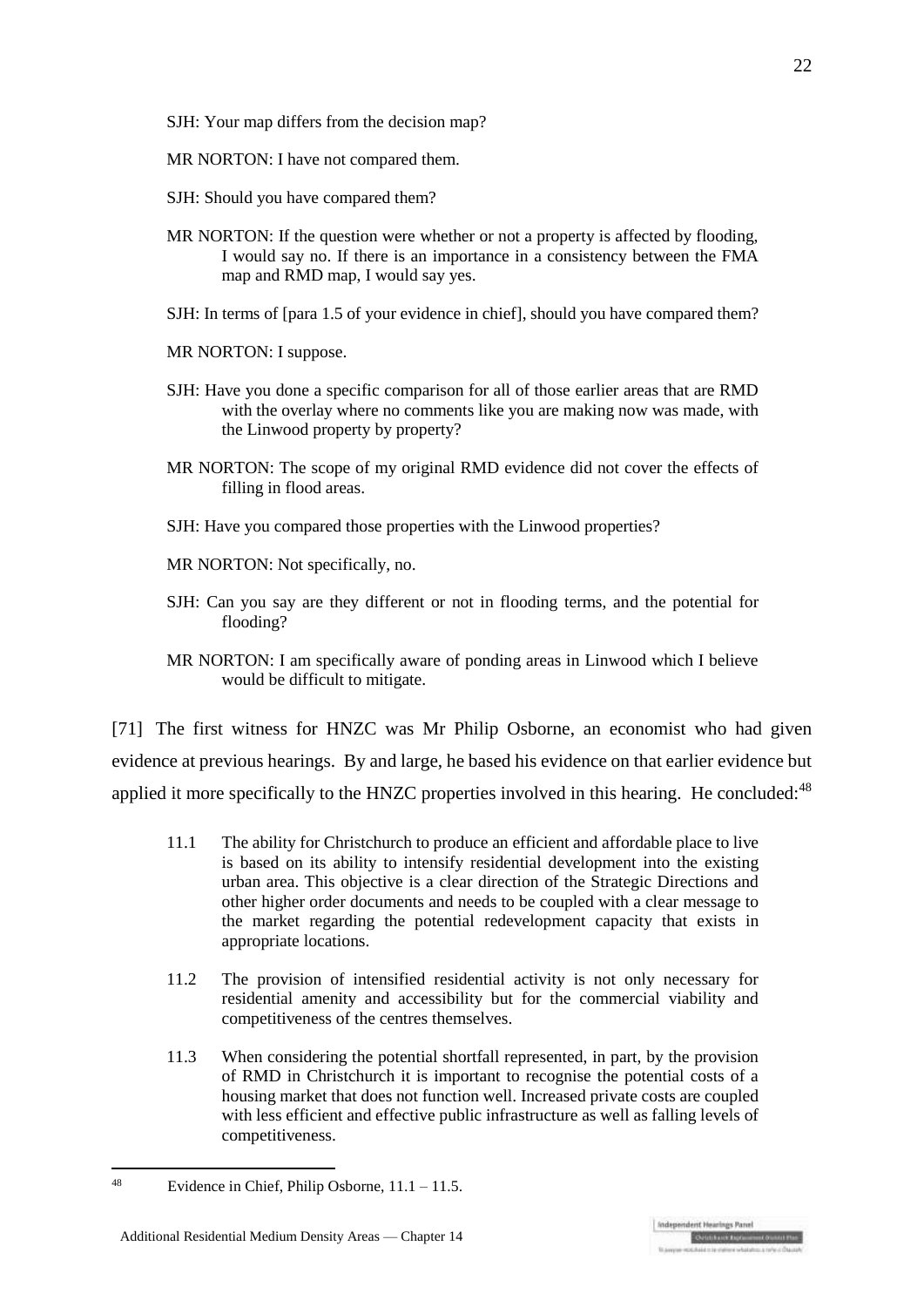SJH: Your map differs from the decision map?

MR NORTON: I have not compared them.

SJH: Should you have compared them?

MR NORTON: If the question were whether or not a property is affected by flooding, I would say no. If there is an importance in a consistency between the FMA map and RMD map, I would say yes.

SJH: In terms of [para 1.5 of your evidence in chief], should you have compared them?

MR NORTON: I suppose.

SJH: Have you done a specific comparison for all of those earlier areas that are RMD with the overlay where no comments like you are making now was made, with the Linwood property by property?

MR NORTON: The scope of my original RMD evidence did not cover the effects of filling in flood areas.

SJH: Have you compared those properties with the Linwood properties?

MR NORTON: Not specifically, no.

SJH: Can you say are they different or not in flooding terms, and the potential for flooding?

MR NORTON: I am specifically aware of ponding areas in Linwood which I believe would be difficult to mitigate.

[71] The first witness for HNZC was Mr Philip Osborne, an economist who had given evidence at previous hearings. By and large, he based his evidence on that earlier evidence but applied it more specifically to the HNZC properties involved in this hearing. He concluded:[48]

> 11.1 The ability for Christchurch to produce an efficient and affordable place to live is based on its ability to intensify residential development into the existing urban area. This objective is a clear direction of the Strategic Directions and other higher order documents and needs to be coupled with a clear message to the market regarding the potential redevelopment capacity that exists in appropriate locations.
>
> 11.2 The provision of intensified residential activity is not only necessary for residential amenity and accessibility but for the commercial viability and competitiveness of the centres themselves.
>
> 11.3 When considering the potential shortfall represented, in part, by the provision of RMD in Christchurch it is important to recognise the potential costs of a housing market that does not function well. Increased private costs are coupled with less efficient and effective public infrastructure as well as falling levels of competitiveness.

---

[48] Evidence in Chief, Philip Osborne, 11.1 – 11.5.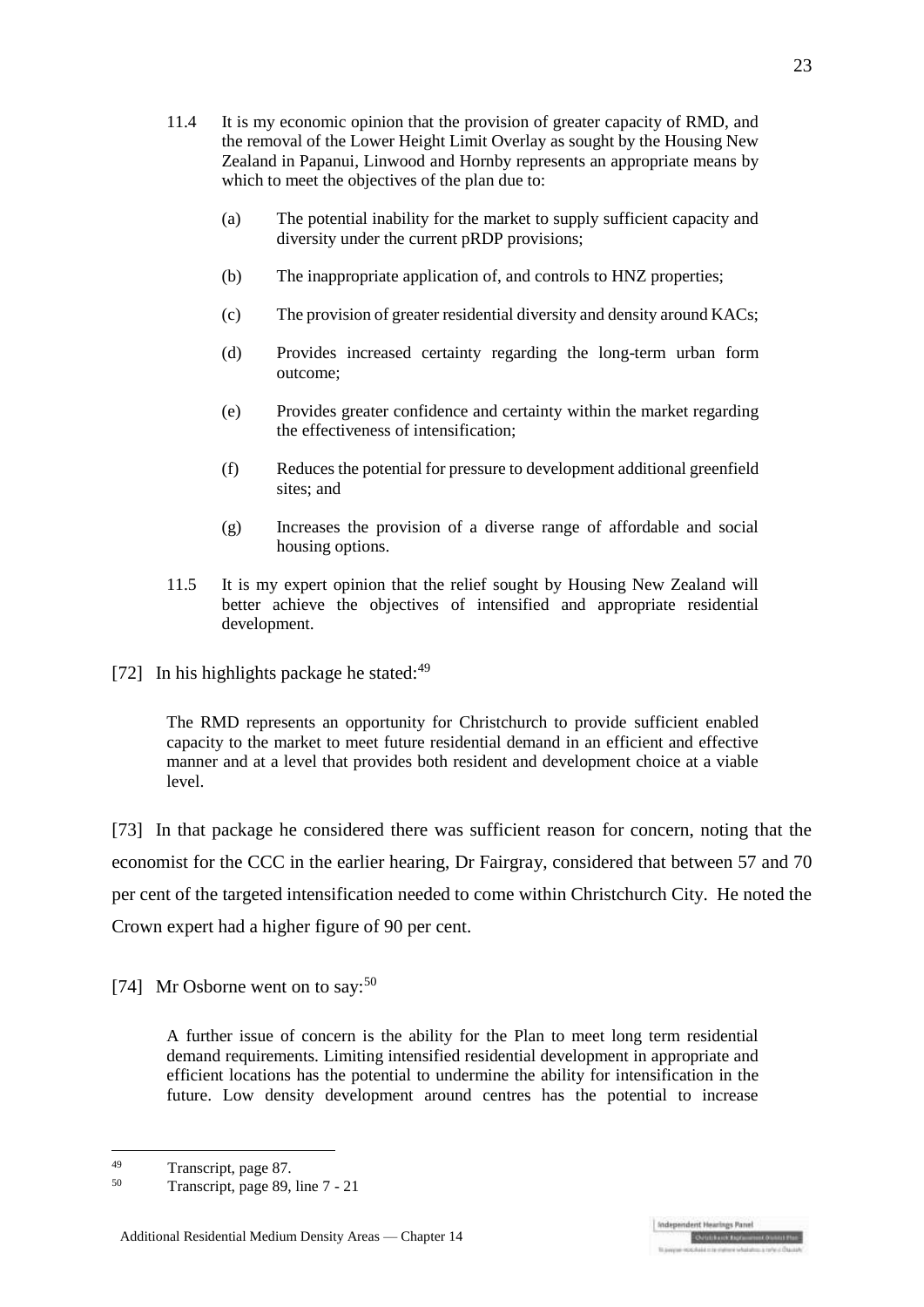11.4 It is my economic opinion that the provision of greater capacity of RMD, and the removal of the Lower Height Limit Overlay as sought by the Housing New Zealand in Papanui, Linwood and Hornby represents an appropriate means by which to meet the objectives of the plan due to:

(a) The potential inability for the market to supply sufficient capacity and diversity under the current pRDP provisions;

(b) The inappropriate application of, and controls to HNZ properties;

(c) The provision of greater residential diversity and density around KACs;

(d) Provides increased certainty regarding the long-term urban form outcome;

(e) Provides greater confidence and certainty within the market regarding the effectiveness of intensification;

(f) Reduces the potential for pressure to development additional greenfield sites; and

(g) Increases the provision of a diverse range of affordable and social housing options.

11.5 It is my expert opinion that the relief sought by Housing New Zealand will better achieve the objectives of intensified and appropriate residential development.

[72] In his highlights package he stated:[49]

> The RMD represents an opportunity for Christchurch to provide sufficient enabled capacity to the market to meet future residential demand in an efficient and effective manner and at a level that provides both resident and development choice at a viable level.

[73] In that package he considered there was sufficient reason for concern, noting that the economist for the CCC in the earlier hearing, Dr Fairgray, considered that between 57 and 70 per cent of the targeted intensification needed to come within Christchurch City. He noted the Crown expert had a higher figure of 90 per cent.

[74] Mr Osborne went on to say:[50]

> A further issue of concern is the ability for the Plan to meet long term residential demand requirements. Limiting intensified residential development in appropriate and efficient locations has the potential to undermine the ability for intensification in the future. Low density development around centres has the potential to increase

---

[49] Transcript, page 87.

[50] Transcript, page 89, line 7 - 21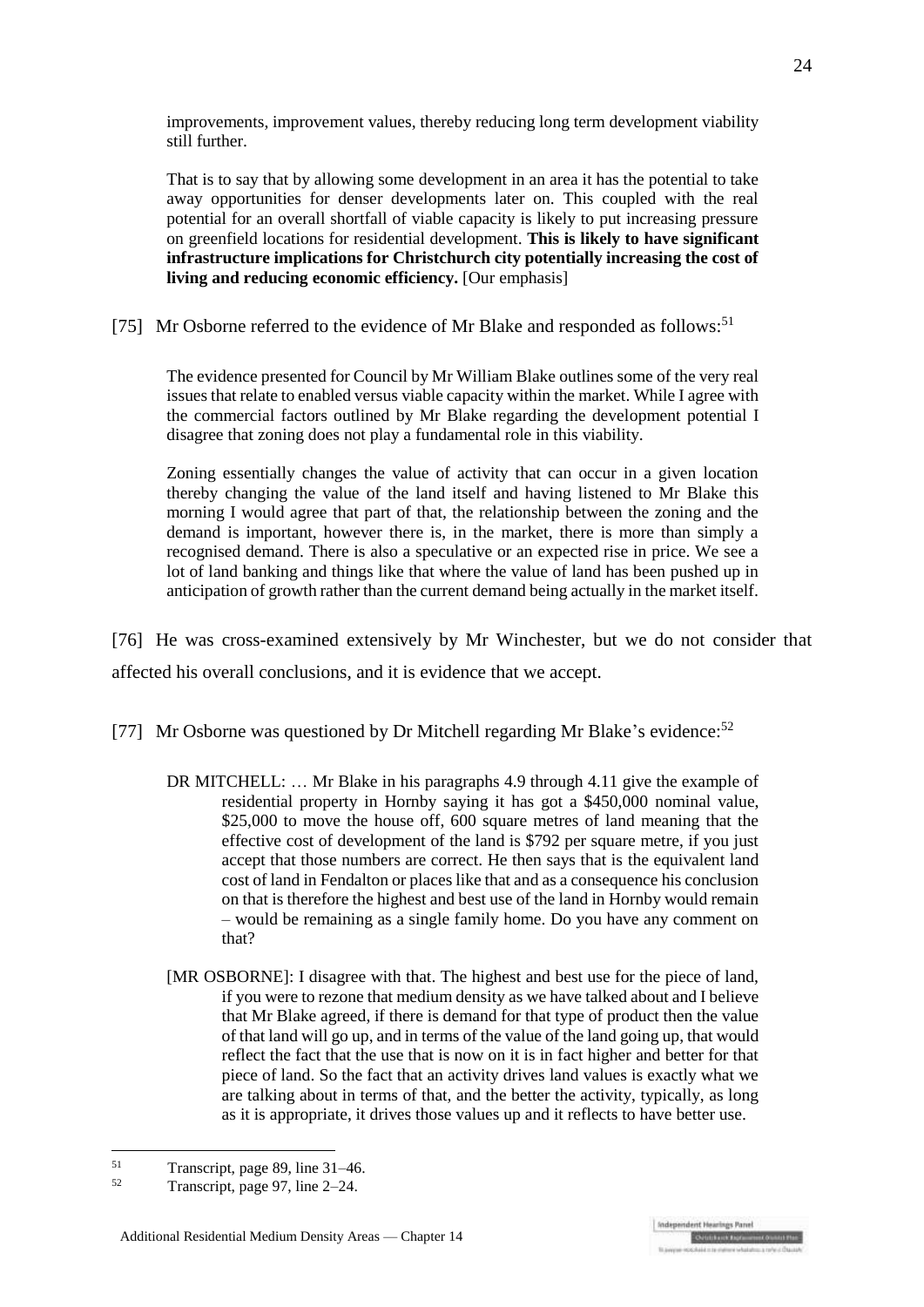improvements, improvement values, thereby reducing long term development viability still further.

> That is to say that by allowing some development in an area it has the potential to take away opportunities for denser developments later on. This coupled with the real potential for an overall shortfall of viable capacity is likely to put increasing pressure on greenfield locations for residential development. **This is likely to have significant infrastructure implications for Christchurch city potentially increasing the cost of living and reducing economic efficiency.** [Our emphasis]

[75] Mr Osborne referred to the evidence of Mr Blake and responded as follows:[51]

> The evidence presented for Council by Mr William Blake outlines some of the very real issues that relate to enabled versus viable capacity within the market. While I agree with the commercial factors outlined by Mr Blake regarding the development potential I disagree that zoning does not play a fundamental role in this viability.
>
> Zoning essentially changes the value of activity that can occur in a given location thereby changing the value of the land itself and having listened to Mr Blake this morning I would agree that part of that, the relationship between the zoning and the demand is important, however there is, in the market, there is more than simply a recognised demand. There is also a speculative or an expected rise in price. We see a lot of land banking and things like that where the value of land has been pushed up in anticipation of growth rather than the current demand being actually in the market itself.

[76] He was cross-examined extensively by Mr Winchester, but we do not consider that affected his overall conclusions, and it is evidence that we accept.

[77] Mr Osborne was questioned by Dr Mitchell regarding Mr Blake's evidence:[52]

> DR MITCHELL: … Mr Blake in his paragraphs 4.9 through 4.11 give the example of residential property in Hornby saying it has got a $450,000 nominal value, $25,000 to move the house off, 600 square metres of land meaning that the effective cost of development of the land is $792 per square metre, if you just accept that those numbers are correct. He then says that is the equivalent land cost of land in Fendalton or places like that and as a consequence his conclusion on that is therefore the highest and best use of the land in Hornby would remain – would be remaining as a single family home. Do you have any comment on that?
>
> [MR OSBORNE]: I disagree with that. The highest and best use for the piece of land, if you were to rezone that medium density as we have talked about and I believe that Mr Blake agreed, if there is demand for that type of product then the value of that land will go up, and in terms of the value of the land going up, that would reflect the fact that the use that is now on it is in fact higher and better for that piece of land. So the fact that an activity drives land values is exactly what we are talking about in terms of that, and the better the activity, typically, as long as it is appropriate, it drives those values up and it reflects to have better use.

---

[51] Transcript, page 89, line 31–46.

[52] Transcript, page 97, line 2–24.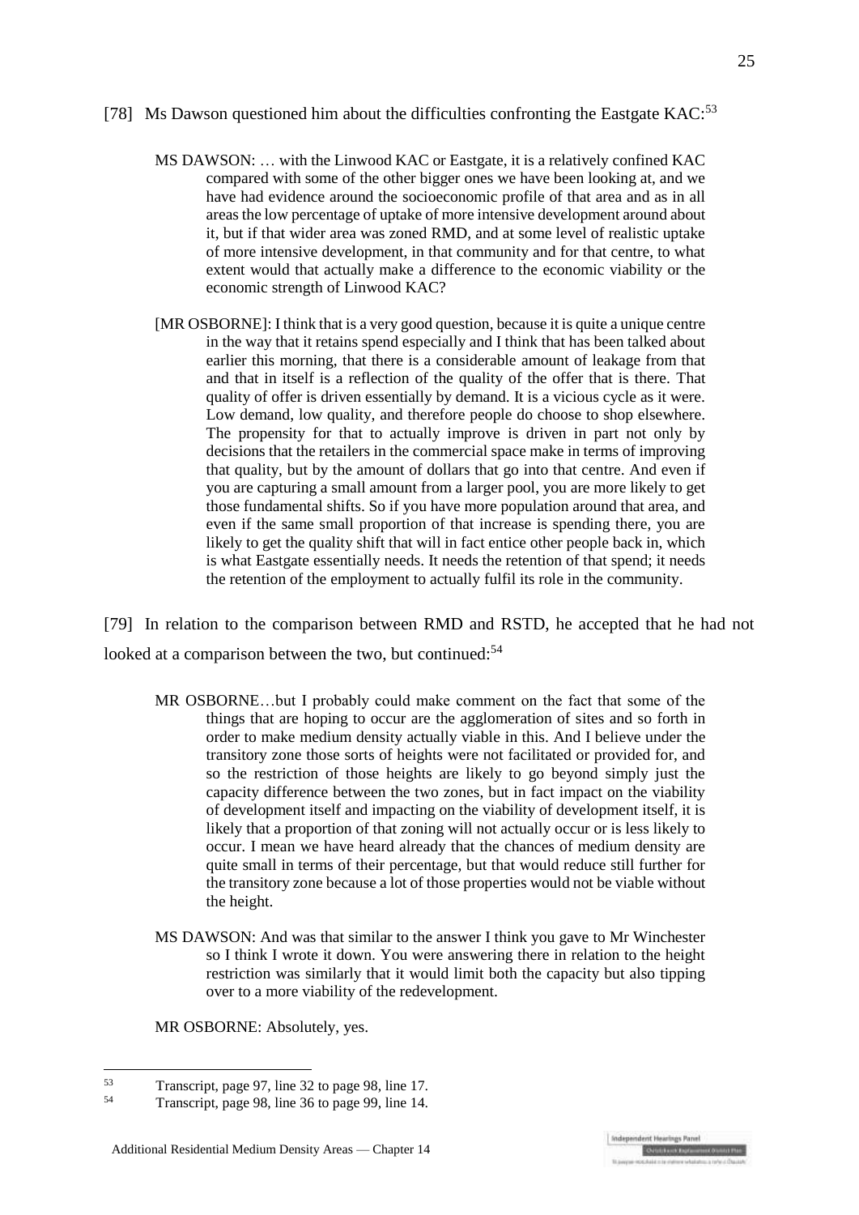[78] Ms Dawson questioned him about the difficulties confronting the Eastgate KAC:[53]

> MS DAWSON: … with the Linwood KAC or Eastgate, it is a relatively confined KAC compared with some of the other bigger ones we have been looking at, and we have had evidence around the socioeconomic profile of that area and as in all areas the low percentage of uptake of more intensive development around about it, but if that wider area was zoned RMD, and at some level of realistic uptake of more intensive development, in that community and for that centre, to what extent would that actually make a difference to the economic viability or the economic strength of Linwood KAC?
>
> [MR OSBORNE]: I think that is a very good question, because it is quite a unique centre in the way that it retains spend especially and I think that has been talked about earlier this morning, that there is a considerable amount of leakage from that and that in itself is a reflection of the quality of the offer that is there. That quality of offer is driven essentially by demand. It is a vicious cycle as it were. Low demand, low quality, and therefore people do choose to shop elsewhere. The propensity for that to actually improve is driven in part not only by decisions that the retailers in the commercial space make in terms of improving that quality, but by the amount of dollars that go into that centre. And even if you are capturing a small amount from a larger pool, you are more likely to get those fundamental shifts. So if you have more population around that area, and even if the same small proportion of that increase is spending there, you are likely to get the quality shift that will in fact entice other people back in, which is what Eastgate essentially needs. It needs the retention of that spend; it needs the retention of the employment to actually fulfil its role in the community.

[79] In relation to the comparison between RMD and RSTD, he accepted that he had not looked at a comparison between the two, but continued:[54]

> MR OSBORNE…but I probably could make comment on the fact that some of the things that are hoping to occur are the agglomeration of sites and so forth in order to make medium density actually viable in this. And I believe under the transitory zone those sorts of heights were not facilitated or provided for, and so the restriction of those heights are likely to go beyond simply just the capacity difference between the two zones, but in fact impact on the viability of development itself and impacting on the viability of development itself, it is likely that a proportion of that zoning will not actually occur or is less likely to occur. I mean we have heard already that the chances of medium density are quite small in terms of their percentage, but that would reduce still further for the transitory zone because a lot of those properties would not be viable without the height.
>
> MS DAWSON: And was that similar to the answer I think you gave to Mr Winchester so I think I wrote it down. You were answering there in relation to the height restriction was similarly that it would limit both the capacity but also tipping over to a more viability of the redevelopment.
>
> MR OSBORNE: Absolutely, yes.

---

[53] Transcript, page 97, line 32 to page 98, line 17.

[54] Transcript, page 98, line 36 to page 99, line 14.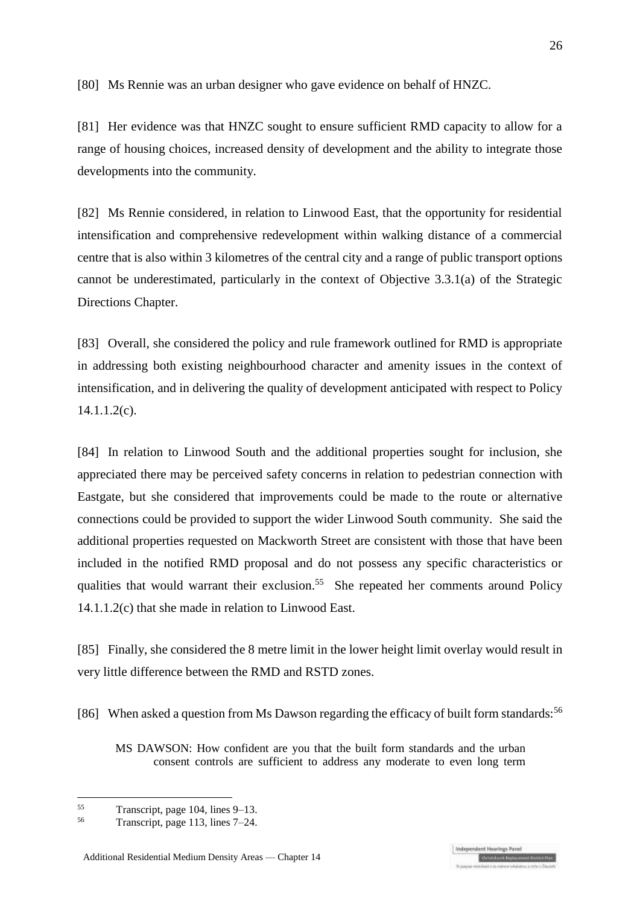[80] Ms Rennie was an urban designer who gave evidence on behalf of HNZC.

[81] Her evidence was that HNZC sought to ensure sufficient RMD capacity to allow for a range of housing choices, increased density of development and the ability to integrate those developments into the community.

[82] Ms Rennie considered, in relation to Linwood East, that the opportunity for residential intensification and comprehensive redevelopment within walking distance of a commercial centre that is also within 3 kilometres of the central city and a range of public transport options cannot be underestimated, particularly in the context of Objective 3.3.1(a) of the Strategic Directions Chapter.

[83] Overall, she considered the policy and rule framework outlined for RMD is appropriate in addressing both existing neighbourhood character and amenity issues in the context of intensification, and in delivering the quality of development anticipated with respect to Policy 14.1.1.2(c).

[84] In relation to Linwood South and the additional properties sought for inclusion, she appreciated there may be perceived safety concerns in relation to pedestrian connection with Eastgate, but she considered that improvements could be made to the route or alternative connections could be provided to support the wider Linwood South community. She said the additional properties requested on Mackworth Street are consistent with those that have been included in the notified RMD proposal and do not possess any specific characteristics or qualities that would warrant their exclusion.[55] She repeated her comments around Policy 14.1.1.2(c) that she made in relation to Linwood East.

[85] Finally, she considered the 8 metre limit in the lower height limit overlay would result in very little difference between the RMD and RSTD zones.

[86] When asked a question from Ms Dawson regarding the efficacy of built form standards:[56]

> MS DAWSON: How confident are you that the built form standards and the urban consent controls are sufficient to address any moderate to even long term

---

[55] Transcript, page 104, lines 9–13.

[56] Transcript, page 113, lines 7–24.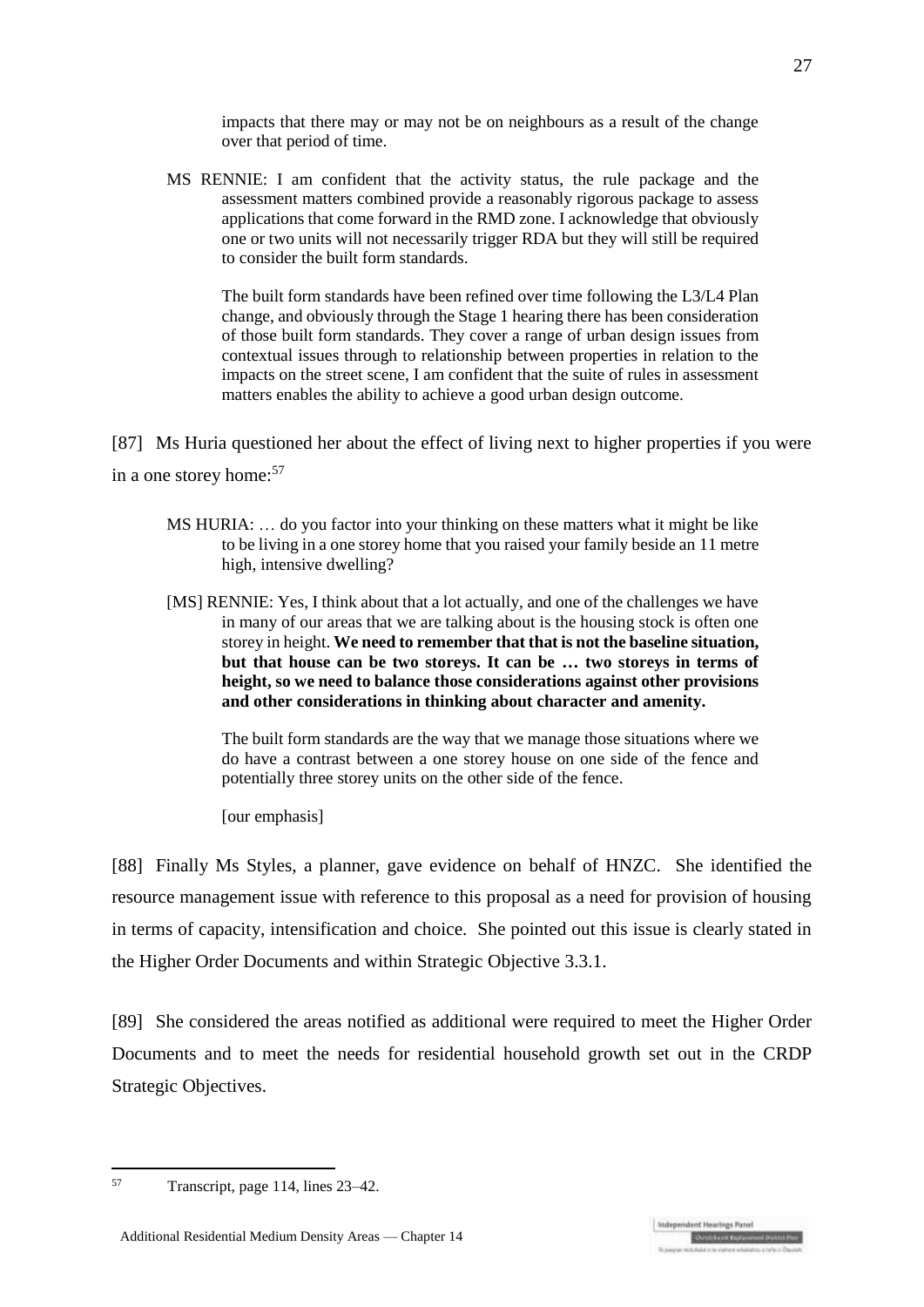> impacts that there may or may not be on neighbours as a result of the change over that period of time.
>
> MS RENNIE: I am confident that the activity status, the rule package and the assessment matters combined provide a reasonably rigorous package to assess applications that come forward in the RMD zone. I acknowledge that obviously one or two units will not necessarily trigger RDA but they will still be required to consider the built form standards.
>
> The built form standards have been refined over time following the L3/L4 Plan change, and obviously through the Stage 1 hearing there has been consideration of those built form standards. They cover a range of urban design issues from contextual issues through to relationship between properties in relation to the impacts on the street scene, I am confident that the suite of rules in assessment matters enables the ability to achieve a good urban design outcome.

[87] Ms Huria questioned her about the effect of living next to higher properties if you were in a one storey home:[57]

> MS HURIA: … do you factor into your thinking on these matters what it might be like to be living in a one storey home that you raised your family beside an 11 metre high, intensive dwelling?
>
> [MS] RENNIE: Yes, I think about that a lot actually, and one of the challenges we have in many of our areas that we are talking about is the housing stock is often one storey in height. **We need to remember that that is not the baseline situation, but that house can be two storeys. It can be … two storeys in terms of height, so we need to balance those considerations against other provisions and other considerations in thinking about character and amenity.**
>
> The built form standards are the way that we manage those situations where we do have a contrast between a one storey house on one side of the fence and potentially three storey units on the other side of the fence.
>
> [our emphasis]

[88] Finally Ms Styles, a planner, gave evidence on behalf of HNZC. She identified the resource management issue with reference to this proposal as a need for provision of housing in terms of capacity, intensification and choice. She pointed out this issue is clearly stated in the Higher Order Documents and within Strategic Objective 3.3.1.

[89] She considered the areas notified as additional were required to meet the Higher Order Documents and to meet the needs for residential household growth set out in the CRDP Strategic Objectives.

---

[57] Transcript, page 114, lines 23–42.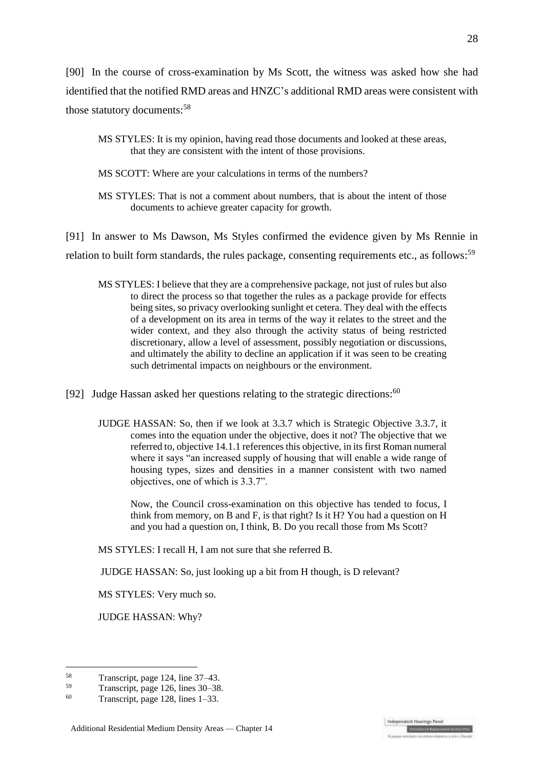[90] In the course of cross-examination by Ms Scott, the witness was asked how she had identified that the notified RMD areas and HNZC's additional RMD areas were consistent with those statutory documents:[58]

> MS STYLES: It is my opinion, having read those documents and looked at these areas, that they are consistent with the intent of those provisions.
>
> MS SCOTT: Where are your calculations in terms of the numbers?
>
> MS STYLES: That is not a comment about numbers, that is about the intent of those documents to achieve greater capacity for growth.

[91] In answer to Ms Dawson, Ms Styles confirmed the evidence given by Ms Rennie in relation to built form standards, the rules package, consenting requirements etc., as follows:[59]

> MS STYLES: I believe that they are a comprehensive package, not just of rules but also to direct the process so that together the rules as a package provide for effects being sites, so privacy overlooking sunlight et cetera. They deal with the effects of a development on its area in terms of the way it relates to the street and the wider context, and they also through the activity status of being restricted discretionary, allow a level of assessment, possibly negotiation or discussions, and ultimately the ability to decline an application if it was seen to be creating such detrimental impacts on neighbours or the environment.

[92] Judge Hassan asked her questions relating to the strategic directions:[60]

> JUDGE HASSAN: So, then if we look at 3.3.7 which is Strategic Objective 3.3.7, it comes into the equation under the objective, does it not? The objective that we referred to, objective 14.1.1 references this objective, in its first Roman numeral where it says "an increased supply of housing that will enable a wide range of housing types, sizes and densities in a manner consistent with two named objectives, one of which is 3.3.7".
>
> Now, the Council cross-examination on this objective has tended to focus, I think from memory, on B and F, is that right? Is it H? You had a question on H and you had a question on, I think, B. Do you recall those from Ms Scott?
>
> MS STYLES: I recall H, I am not sure that she referred B.
>
> JUDGE HASSAN: So, just looking up a bit from H though, is D relevant?
>
> MS STYLES: Very much so.
>
> JUDGE HASSAN: Why?

---

[58] Transcript, page 124, line 37–43.

[59] Transcript, page 126, lines 30–38.

[60] Transcript, page 128, lines 1–33.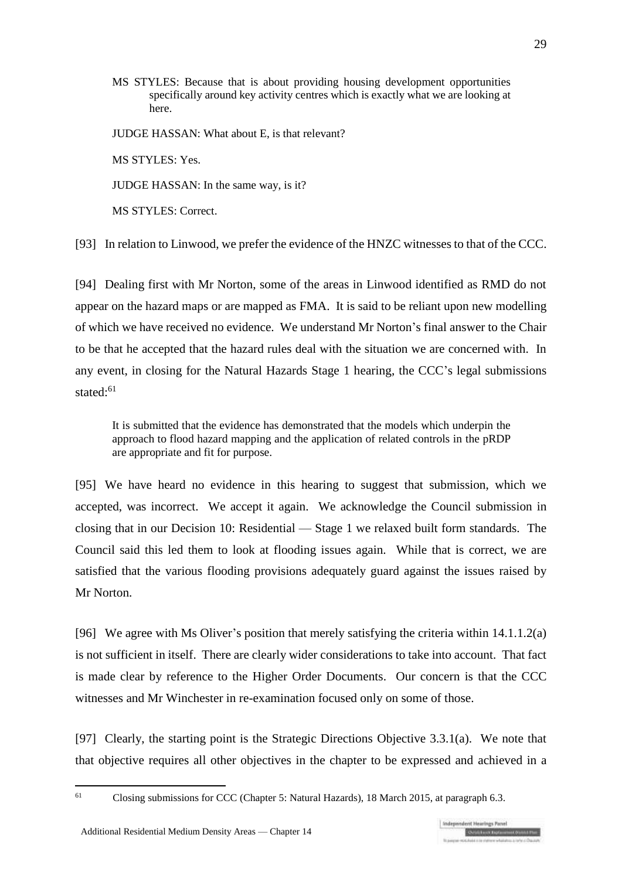MS STYLES: Because that is about providing housing development opportunities specifically around key activity centres which is exactly what we are looking at here.

JUDGE HASSAN: What about E, is that relevant?

MS STYLES: Yes.

JUDGE HASSAN: In the same way, is it?

MS STYLES: Correct.

[93] In relation to Linwood, we prefer the evidence of the HNZC witnesses to that of the CCC.

[94] Dealing first with Mr Norton, some of the areas in Linwood identified as RMD do not appear on the hazard maps or are mapped as FMA. It is said to be reliant upon new modelling of which we have received no evidence. We understand Mr Norton's final answer to the Chair to be that he accepted that the hazard rules deal with the situation we are concerned with. In any event, in closing for the Natural Hazards Stage 1 hearing, the CCC's legal submissions stated:[61]

> It is submitted that the evidence has demonstrated that the models which underpin the approach to flood hazard mapping and the application of related controls in the pRDP are appropriate and fit for purpose.

[95] We have heard no evidence in this hearing to suggest that submission, which we accepted, was incorrect. We accept it again. We acknowledge the Council submission in closing that in our Decision 10: Residential — Stage 1 we relaxed built form standards. The Council said this led them to look at flooding issues again. While that is correct, we are satisfied that the various flooding provisions adequately guard against the issues raised by Mr Norton.

[96] We agree with Ms Oliver's position that merely satisfying the criteria within 14.1.1.2(a) is not sufficient in itself. There are clearly wider considerations to take into account. That fact is made clear by reference to the Higher Order Documents. Our concern is that the CCC witnesses and Mr Winchester in re-examination focused only on some of those.

[97] Clearly, the starting point is the Strategic Directions Objective 3.3.1(a). We note that that objective requires all other objectives in the chapter to be expressed and achieved in a

---

[61] Closing submissions for CCC (Chapter 5: Natural Hazards), 18 March 2015, at paragraph 6.3.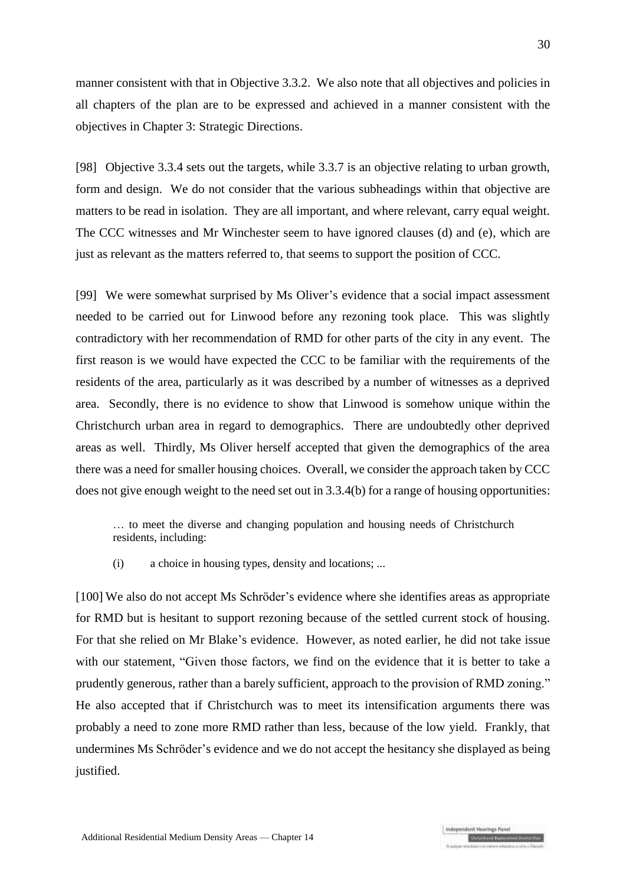manner consistent with that in Objective 3.3.2. We also note that all objectives and policies in all chapters of the plan are to be expressed and achieved in a manner consistent with the objectives in Chapter 3: Strategic Directions.

[98] Objective 3.3.4 sets out the targets, while 3.3.7 is an objective relating to urban growth, form and design. We do not consider that the various subheadings within that objective are matters to be read in isolation. They are all important, and where relevant, carry equal weight. The CCC witnesses and Mr Winchester seem to have ignored clauses (d) and (e), which are just as relevant as the matters referred to, that seems to support the position of CCC.

[99] We were somewhat surprised by Ms Oliver's evidence that a social impact assessment needed to be carried out for Linwood before any rezoning took place. This was slightly contradictory with her recommendation of RMD for other parts of the city in any event. The first reason is we would have expected the CCC to be familiar with the requirements of the residents of the area, particularly as it was described by a number of witnesses as a deprived area. Secondly, there is no evidence to show that Linwood is somehow unique within the Christchurch urban area in regard to demographics. There are undoubtedly other deprived areas as well. Thirdly, Ms Oliver herself accepted that given the demographics of the area there was a need for smaller housing choices. Overall, we consider the approach taken by CCC does not give enough weight to the need set out in 3.3.4(b) for a range of housing opportunities:

> … to meet the diverse and changing population and housing needs of Christchurch residents, including:
>
> (i) a choice in housing types, density and locations; ...

[100] We also do not accept Ms Schröder's evidence where she identifies areas as appropriate for RMD but is hesitant to support rezoning because of the settled current stock of housing. For that she relied on Mr Blake's evidence. However, as noted earlier, he did not take issue with our statement, "Given those factors, we find on the evidence that it is better to take a prudently generous, rather than a barely sufficient, approach to the provision of RMD zoning." He also accepted that if Christchurch was to meet its intensification arguments there was probably a need to zone more RMD rather than less, because of the low yield. Frankly, that undermines Ms Schröder's evidence and we do not accept the hesitancy she displayed as being justified.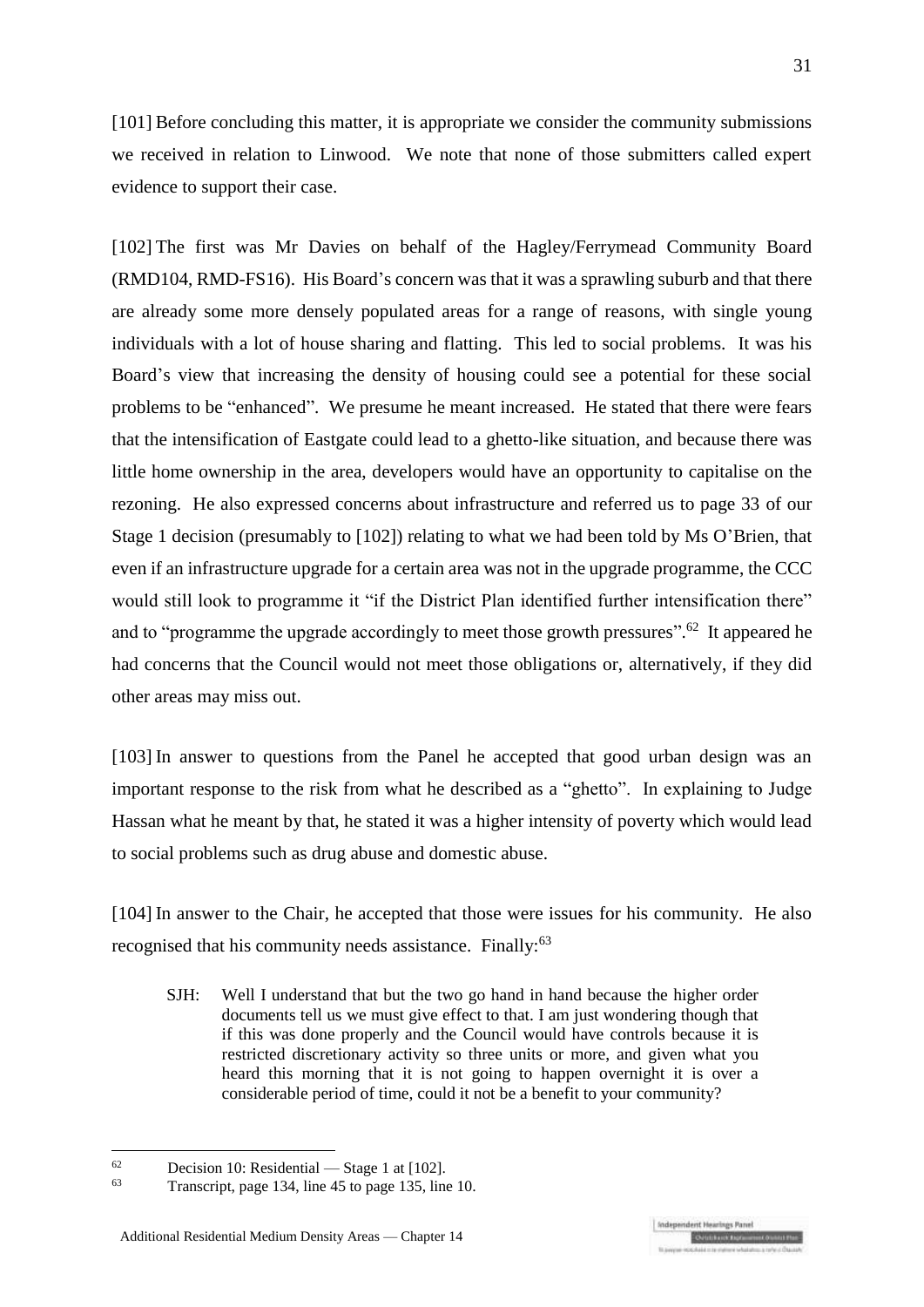[101] Before concluding this matter, it is appropriate we consider the community submissions we received in relation to Linwood. We note that none of those submitters called expert evidence to support their case.

[102] The first was Mr Davies on behalf of the Hagley/Ferrymead Community Board (RMD104, RMD-FS16). His Board's concern was that it was a sprawling suburb and that there are already some more densely populated areas for a range of reasons, with single young individuals with a lot of house sharing and flatting. This led to social problems. It was his Board's view that increasing the density of housing could see a potential for these social problems to be "enhanced". We presume he meant increased. He stated that there were fears that the intensification of Eastgate could lead to a ghetto-like situation, and because there was little home ownership in the area, developers would have an opportunity to capitalise on the rezoning. He also expressed concerns about infrastructure and referred us to page 33 of our Stage 1 decision (presumably to [102]) relating to what we had been told by Ms O'Brien, that even if an infrastructure upgrade for a certain area was not in the upgrade programme, the CCC would still look to programme it "if the District Plan identified further intensification there" and to "programme the upgrade accordingly to meet those growth pressures".[62] It appeared he had concerns that the Council would not meet those obligations or, alternatively, if they did other areas may miss out.

[103] In answer to questions from the Panel he accepted that good urban design was an important response to the risk from what he described as a "ghetto". In explaining to Judge Hassan what he meant by that, he stated it was a higher intensity of poverty which would lead to social problems such as drug abuse and domestic abuse.

[104] In answer to the Chair, he accepted that those were issues for his community. He also recognised that his community needs assistance. Finally:[63]

> SJH: Well I understand that but the two go hand in hand because the higher order documents tell us we must give effect to that. I am just wondering though that if this was done properly and the Council would have controls because it is restricted discretionary activity so three units or more, and given what you heard this morning that it is not going to happen overnight it is over a considerable period of time, could it not be a benefit to your community?

---

[62] Decision 10: Residential — Stage 1 at [102].

[63] Transcript, page 134, line 45 to page 135, line 10.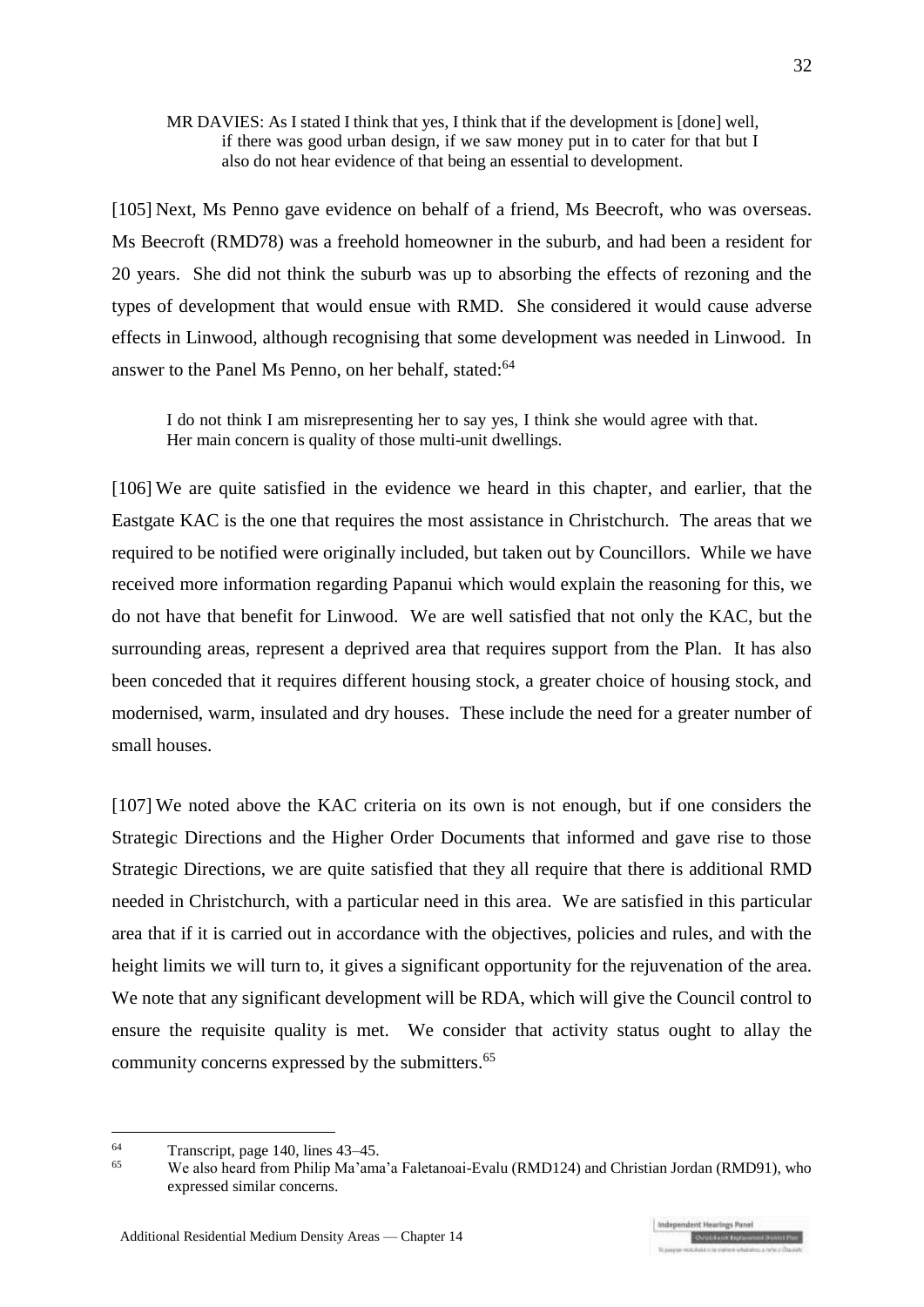> MR DAVIES: As I stated I think that yes, I think that if the development is [done] well, if there was good urban design, if we saw money put in to cater for that but I also do not hear evidence of that being an essential to development.

[105] Next, Ms Penno gave evidence on behalf of a friend, Ms Beecroft, who was overseas. Ms Beecroft (RMD78) was a freehold homeowner in the suburb, and had been a resident for 20 years. She did not think the suburb was up to absorbing the effects of rezoning and the types of development that would ensue with RMD. She considered it would cause adverse effects in Linwood, although recognising that some development was needed in Linwood. In answer to the Panel Ms Penno, on her behalf, stated:[64]

> I do not think I am misrepresenting her to say yes, I think she would agree with that. Her main concern is quality of those multi-unit dwellings.

[106] We are quite satisfied in the evidence we heard in this chapter, and earlier, that the Eastgate KAC is the one that requires the most assistance in Christchurch. The areas that we required to be notified were originally included, but taken out by Councillors. While we have received more information regarding Papanui which would explain the reasoning for this, we do not have that benefit for Linwood. We are well satisfied that not only the KAC, but the surrounding areas, represent a deprived area that requires support from the Plan. It has also been conceded that it requires different housing stock, a greater choice of housing stock, and modernised, warm, insulated and dry houses. These include the need for a greater number of small houses.

[107] We noted above the KAC criteria on its own is not enough, but if one considers the Strategic Directions and the Higher Order Documents that informed and gave rise to those Strategic Directions, we are quite satisfied that they all require that there is additional RMD needed in Christchurch, with a particular need in this area. We are satisfied in this particular area that if it is carried out in accordance with the objectives, policies and rules, and with the height limits we will turn to, it gives a significant opportunity for the rejuvenation of the area. We note that any significant development will be RDA, which will give the Council control to ensure the requisite quality is met. We consider that activity status ought to allay the community concerns expressed by the submitters.[65]

---

[64] Transcript, page 140, lines 43–45.

[65] We also heard from Philip Ma'ama'a Faletanoai-Evalu (RMD124) and Christian Jordan (RMD91), who expressed similar concerns.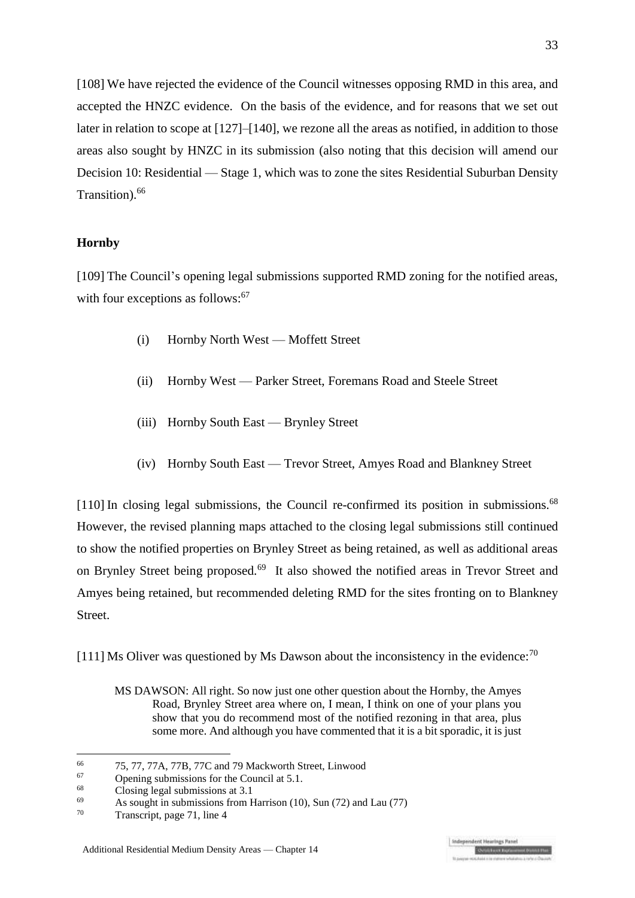[108] We have rejected the evidence of the Council witnesses opposing RMD in this area, and accepted the HNZC evidence. On the basis of the evidence, and for reasons that we set out later in relation to scope at [127]–[140], we rezone all the areas as notified, in addition to those areas also sought by HNZC in its submission (also noting that this decision will amend our Decision 10: Residential — Stage 1, which was to zone the sites Residential Suburban Density Transition).[66]

**Hornby**

[109] The Council's opening legal submissions supported RMD zoning for the notified areas, with four exceptions as follows:[67]

(i) Hornby North West — Moffett Street

(ii) Hornby West — Parker Street, Foremans Road and Steele Street

(iii) Hornby South East — Brynley Street

(iv) Hornby South East — Trevor Street, Amyes Road and Blankney Street

[110] In closing legal submissions, the Council re-confirmed its position in submissions.[68] However, the revised planning maps attached to the closing legal submissions still continued to show the notified properties on Brynley Street as being retained, as well as additional areas on Brynley Street being proposed.[69] It also showed the notified areas in Trevor Street and Amyes being retained, but recommended deleting RMD for the sites fronting on to Blankney Street.

[111] Ms Oliver was questioned by Ms Dawson about the inconsistency in the evidence:[70]

> MS DAWSON: All right. So now just one other question about the Hornby, the Amyes Road, Brynley Street area where on, I mean, I think on one of your plans you show that you do recommend most of the notified rezoning in that area, plus some more. And although you have commented that it is a bit sporadic, it is just

---

[66] 75, 77, 77A, 77B, 77C and 79 Mackworth Street, Linwood

[67] Opening submissions for the Council at 5.1.

[68] Closing legal submissions at 3.1

[69] As sought in submissions from Harrison (10), Sun (72) and Lau (77)

[70] Transcript, page 71, line 4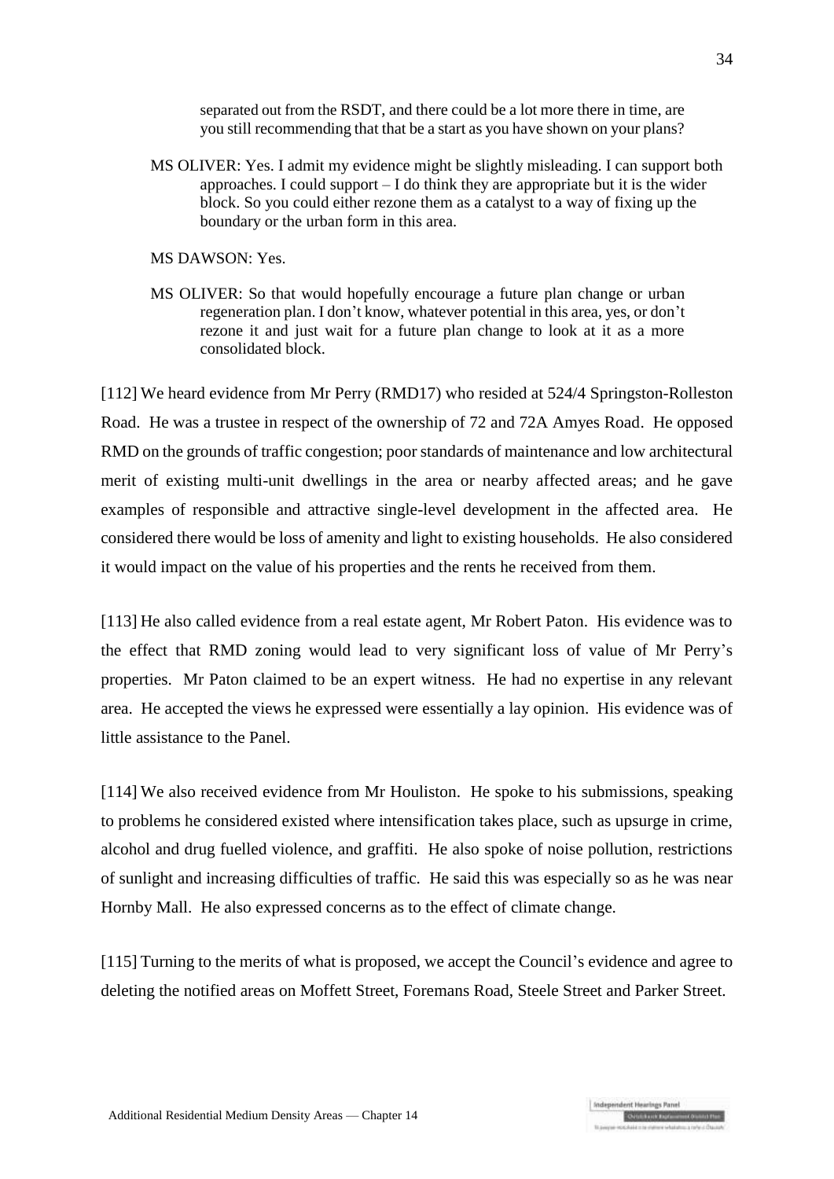separated out from the RSDT, and there could be a lot more there in time, are you still recommending that that be a start as you have shown on your plans?

MS OLIVER: Yes. I admit my evidence might be slightly misleading. I can support both approaches. I could support – I do think they are appropriate but it is the wider block. So you could either rezone them as a catalyst to a way of fixing up the boundary or the urban form in this area.

MS DAWSON: Yes.

MS OLIVER: So that would hopefully encourage a future plan change or urban regeneration plan. I don't know, whatever potential in this area, yes, or don't rezone it and just wait for a future plan change to look at it as a more consolidated block.

[112] We heard evidence from Mr Perry (RMD17) who resided at 524/4 Springston-Rolleston Road. He was a trustee in respect of the ownership of 72 and 72A Amyes Road. He opposed RMD on the grounds of traffic congestion; poor standards of maintenance and low architectural merit of existing multi-unit dwellings in the area or nearby affected areas; and he gave examples of responsible and attractive single-level development in the affected area. He considered there would be loss of amenity and light to existing households. He also considered it would impact on the value of his properties and the rents he received from them.

[113] He also called evidence from a real estate agent, Mr Robert Paton. His evidence was to the effect that RMD zoning would lead to very significant loss of value of Mr Perry's properties. Mr Paton claimed to be an expert witness. He had no expertise in any relevant area. He accepted the views he expressed were essentially a lay opinion. His evidence was of little assistance to the Panel.

[114] We also received evidence from Mr Houliston. He spoke to his submissions, speaking to problems he considered existed where intensification takes place, such as upsurge in crime, alcohol and drug fuelled violence, and graffiti. He also spoke of noise pollution, restrictions of sunlight and increasing difficulties of traffic. He said this was especially so as he was near Hornby Mall. He also expressed concerns as to the effect of climate change.

[115] Turning to the merits of what is proposed, we accept the Council's evidence and agree to deleting the notified areas on Moffett Street, Foremans Road, Steele Street and Parker Street.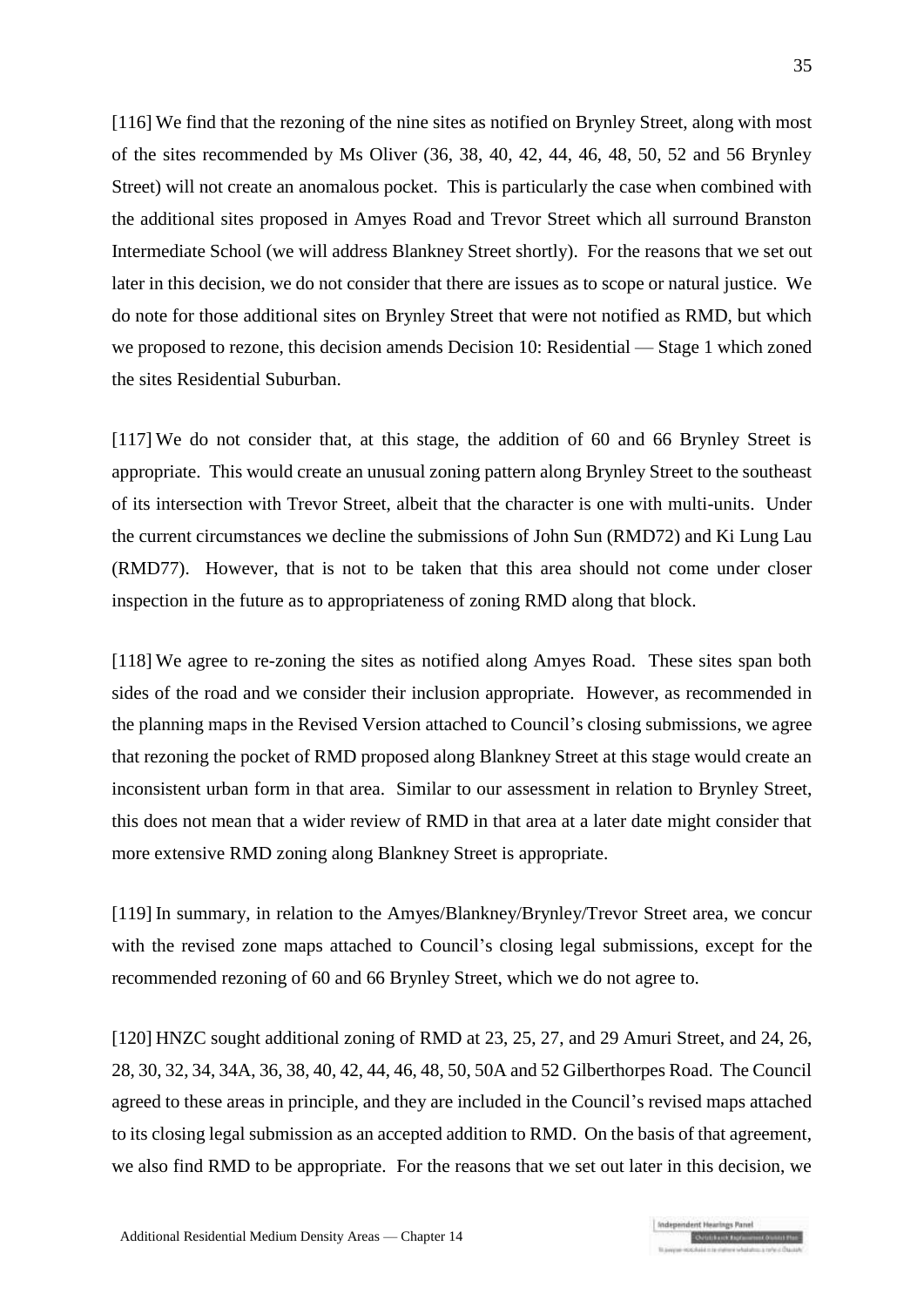[116] We find that the rezoning of the nine sites as notified on Brynley Street, along with most of the sites recommended by Ms Oliver (36, 38, 40, 42, 44, 46, 48, 50, 52 and 56 Brynley Street) will not create an anomalous pocket. This is particularly the case when combined with the additional sites proposed in Amyes Road and Trevor Street which all surround Branston Intermediate School (we will address Blankney Street shortly). For the reasons that we set out later in this decision, we do not consider that there are issues as to scope or natural justice. We do note for those additional sites on Brynley Street that were not notified as RMD, but which we proposed to rezone, this decision amends Decision 10: Residential — Stage 1 which zoned the sites Residential Suburban.

[117] We do not consider that, at this stage, the addition of 60 and 66 Brynley Street is appropriate. This would create an unusual zoning pattern along Brynley Street to the southeast of its intersection with Trevor Street, albeit that the character is one with multi-units. Under the current circumstances we decline the submissions of John Sun (RMD72) and Ki Lung Lau (RMD77). However, that is not to be taken that this area should not come under closer inspection in the future as to appropriateness of zoning RMD along that block.

[118] We agree to re-zoning the sites as notified along Amyes Road. These sites span both sides of the road and we consider their inclusion appropriate. However, as recommended in the planning maps in the Revised Version attached to Council's closing submissions, we agree that rezoning the pocket of RMD proposed along Blankney Street at this stage would create an inconsistent urban form in that area. Similar to our assessment in relation to Brynley Street, this does not mean that a wider review of RMD in that area at a later date might consider that more extensive RMD zoning along Blankney Street is appropriate.

[119] In summary, in relation to the Amyes/Blankney/Brynley/Trevor Street area, we concur with the revised zone maps attached to Council's closing legal submissions, except for the recommended rezoning of 60 and 66 Brynley Street, which we do not agree to.

[120] HNZC sought additional zoning of RMD at 23, 25, 27, and 29 Amuri Street, and 24, 26, 28, 30, 32, 34, 34A, 36, 38, 40, 42, 44, 46, 48, 50, 50A and 52 Gilberthorpes Road. The Council agreed to these areas in principle, and they are included in the Council's revised maps attached to its closing legal submission as an accepted addition to RMD. On the basis of that agreement, we also find RMD to be appropriate. For the reasons that we set out later in this decision, we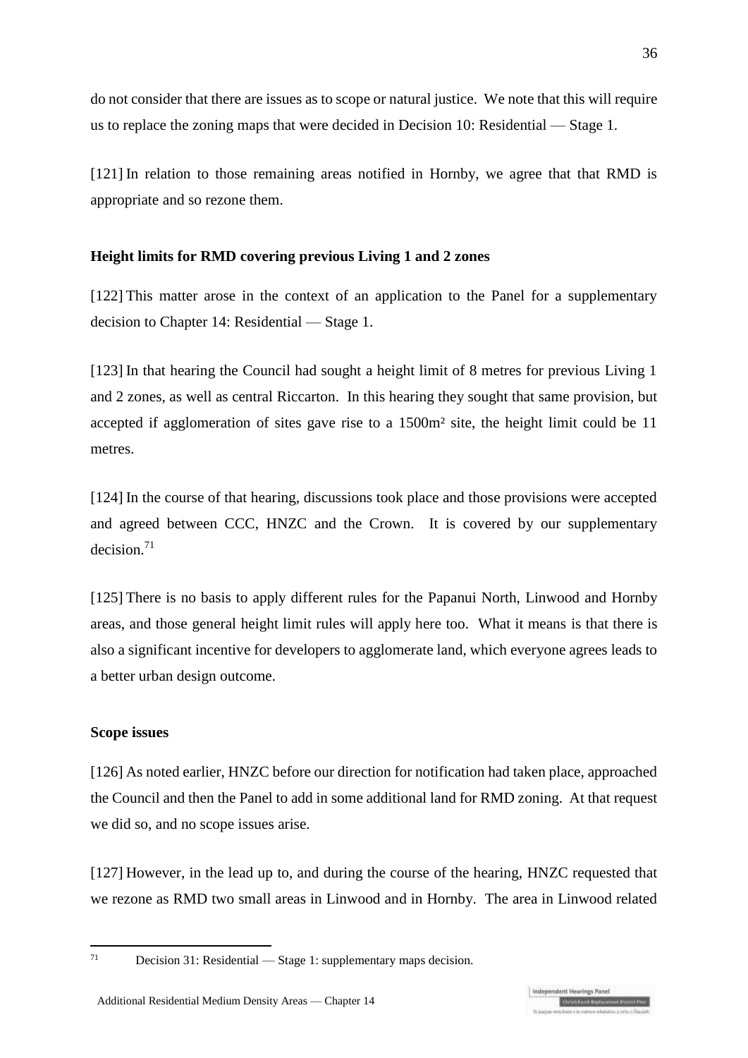do not consider that there are issues as to scope or natural justice. We note that this will require us to replace the zoning maps that were decided in Decision 10: Residential — Stage 1.

[121] In relation to those remaining areas notified in Hornby, we agree that that RMD is appropriate and so rezone them.

**Height limits for RMD covering previous Living 1 and 2 zones**

[122] This matter arose in the context of an application to the Panel for a supplementary decision to Chapter 14: Residential — Stage 1.

[123] In that hearing the Council had sought a height limit of 8 metres for previous Living 1 and 2 zones, as well as central Riccarton. In this hearing they sought that same provision, but accepted if agglomeration of sites gave rise to a 1500m² site, the height limit could be 11 metres.

[124] In the course of that hearing, discussions took place and those provisions were accepted and agreed between CCC, HNZC and the Crown. It is covered by our supplementary decision.[71]

[125] There is no basis to apply different rules for the Papanui North, Linwood and Hornby areas, and those general height limit rules will apply here too. What it means is that there is also a significant incentive for developers to agglomerate land, which everyone agrees leads to a better urban design outcome.

**Scope issues**

[126] As noted earlier, HNZC before our direction for notification had taken place, approached the Council and then the Panel to add in some additional land for RMD zoning. At that request we did so, and no scope issues arise.

[127] However, in the lead up to, and during the course of the hearing, HNZC requested that we rezone as RMD two small areas in Linwood and in Hornby. The area in Linwood related

[71] Decision 31: Residential — Stage 1: supplementary maps decision.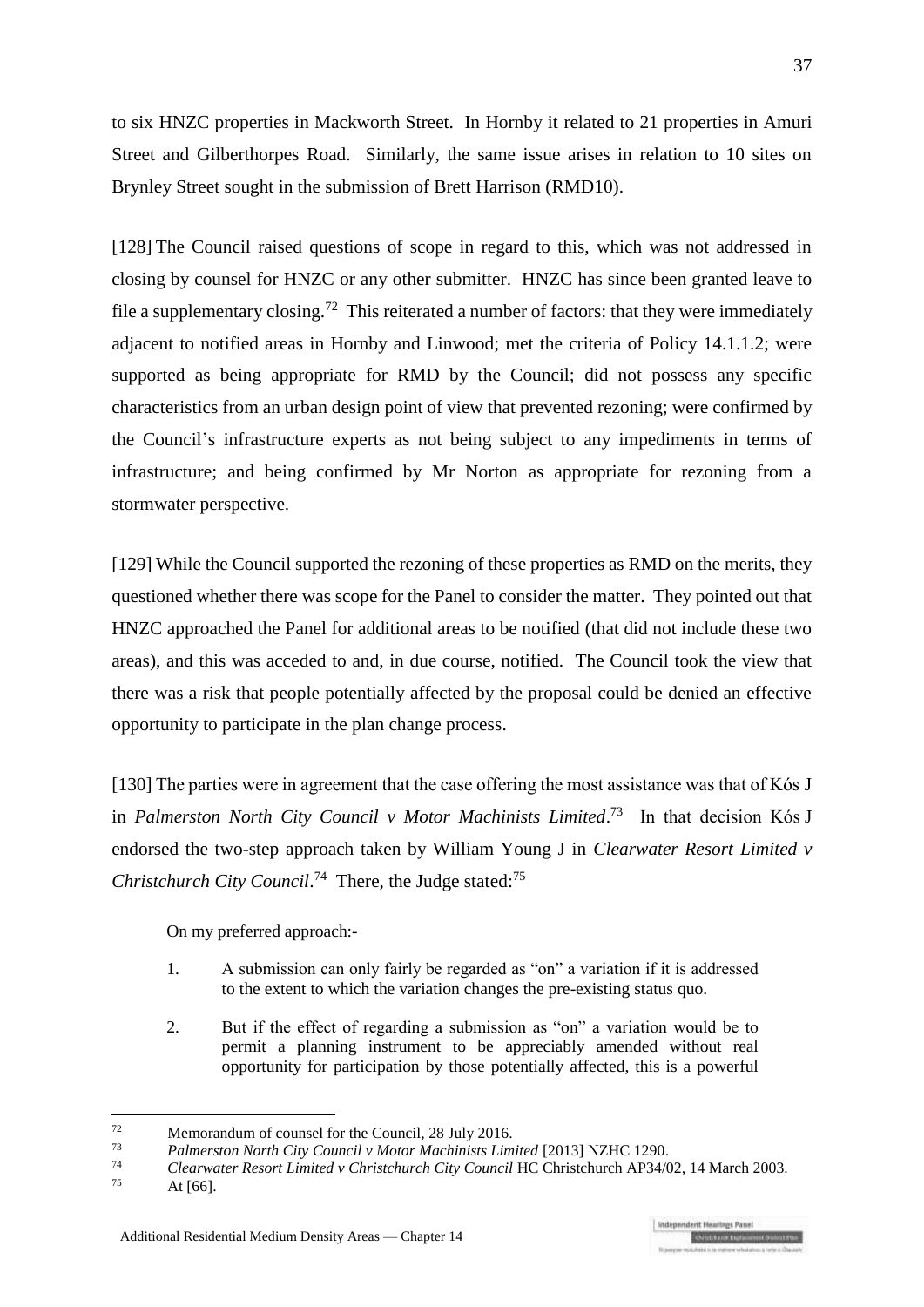to six HNZC properties in Mackworth Street. In Hornby it related to 21 properties in Amuri Street and Gilberthorpes Road. Similarly, the same issue arises in relation to 10 sites on Brynley Street sought in the submission of Brett Harrison (RMD10).

[128] The Council raised questions of scope in regard to this, which was not addressed in closing by counsel for HNZC or any other submitter. HNZC has since been granted leave to file a supplementary closing.[72] This reiterated a number of factors: that they were immediately adjacent to notified areas in Hornby and Linwood; met the criteria of Policy 14.1.1.2; were supported as being appropriate for RMD by the Council; did not possess any specific characteristics from an urban design point of view that prevented rezoning; were confirmed by the Council's infrastructure experts as not being subject to any impediments in terms of infrastructure; and being confirmed by Mr Norton as appropriate for rezoning from a stormwater perspective.

[129] While the Council supported the rezoning of these properties as RMD on the merits, they questioned whether there was scope for the Panel to consider the matter. They pointed out that HNZC approached the Panel for additional areas to be notified (that did not include these two areas), and this was acceded to and, in due course, notified. The Council took the view that there was a risk that people potentially affected by the proposal could be denied an effective opportunity to participate in the plan change process.

[130] The parties were in agreement that the case offering the most assistance was that of Kós J in *Palmerston North City Council v Motor Machinists Limited*.[73] In that decision Kós J endorsed the two-step approach taken by William Young J in *Clearwater Resort Limited v Christchurch City Council*.[74] There, the Judge stated:[75]

> On my preferred approach:-
>
> 1. A submission can only fairly be regarded as "on" a variation if it is addressed to the extent to which the variation changes the pre-existing status quo.
>
> 2. But if the effect of regarding a submission as "on" a variation would be to permit a planning instrument to be appreciably amended without real opportunity for participation by those potentially affected, this is a powerful

---

[72] Memorandum of counsel for the Council, 28 July 2016.

[73] *Palmerston North City Council v Motor Machinists Limited* [2013] NZHC 1290.

[74] *Clearwater Resort Limited v Christchurch City Council* HC Christchurch AP34/02, 14 March 2003.

[75] At [66].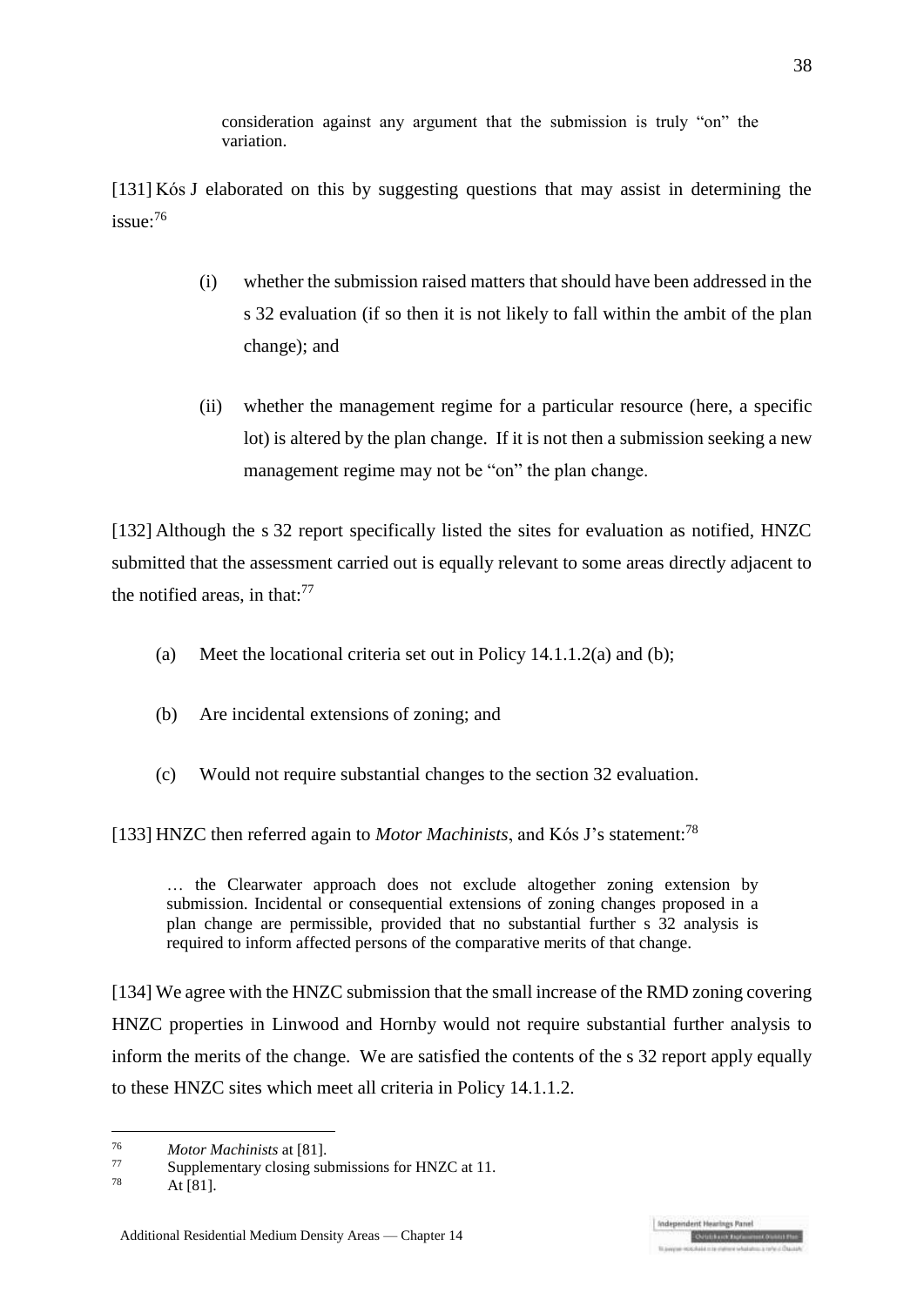> consideration against any argument that the submission is truly "on" the variation.

[131] Kós J elaborated on this by suggesting questions that may assist in determining the issue:[76]

> (i) whether the submission raised matters that should have been addressed in the s 32 evaluation (if so then it is not likely to fall within the ambit of the plan change); and
>
> (ii) whether the management regime for a particular resource (here, a specific lot) is altered by the plan change. If it is not then a submission seeking a new management regime may not be "on" the plan change.

[132] Although the s 32 report specifically listed the sites for evaluation as notified, HNZC submitted that the assessment carried out is equally relevant to some areas directly adjacent to the notified areas, in that:[77]

(a) Meet the locational criteria set out in Policy 14.1.1.2(a) and (b);

(b) Are incidental extensions of zoning; and

(c) Would not require substantial changes to the section 32 evaluation.

[133] HNZC then referred again to *Motor Machinists*, and Kós J's statement:[78]

> … the Clearwater approach does not exclude altogether zoning extension by submission. Incidental or consequential extensions of zoning changes proposed in a plan change are permissible, provided that no substantial further s 32 analysis is required to inform affected persons of the comparative merits of that change.

[134] We agree with the HNZC submission that the small increase of the RMD zoning covering HNZC properties in Linwood and Hornby would not require substantial further analysis to inform the merits of the change. We are satisfied the contents of the s 32 report apply equally to these HNZC sites which meet all criteria in Policy 14.1.1.2.

---

[76] *Motor Machinists* at [81].

[77] Supplementary closing submissions for HNZC at 11.

[78] At [81].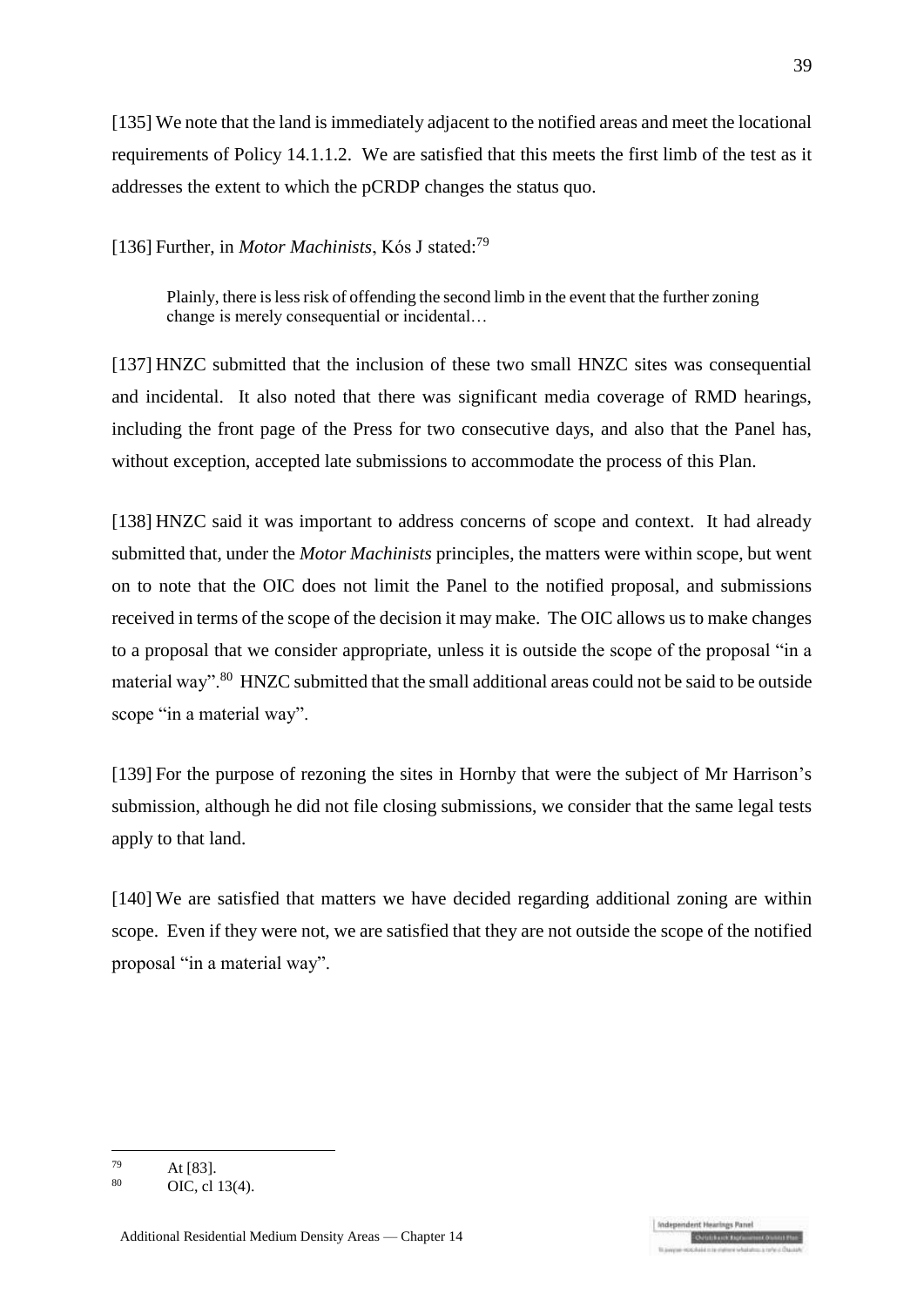[135] We note that the land is immediately adjacent to the notified areas and meet the locational requirements of Policy 14.1.1.2. We are satisfied that this meets the first limb of the test as it addresses the extent to which the pCRDP changes the status quo.

[136] Further, in *Motor Machinists*, Kós J stated:[79]

> Plainly, there is less risk of offending the second limb in the event that the further zoning change is merely consequential or incidental…

[137] HNZC submitted that the inclusion of these two small HNZC sites was consequential and incidental. It also noted that there was significant media coverage of RMD hearings, including the front page of the Press for two consecutive days, and also that the Panel has, without exception, accepted late submissions to accommodate the process of this Plan.

[138] HNZC said it was important to address concerns of scope and context. It had already submitted that, under the *Motor Machinists* principles, the matters were within scope, but went on to note that the OIC does not limit the Panel to the notified proposal, and submissions received in terms of the scope of the decision it may make. The OIC allows us to make changes to a proposal that we consider appropriate, unless it is outside the scope of the proposal "in a material way".[80] HNZC submitted that the small additional areas could not be said to be outside scope "in a material way".

[139] For the purpose of rezoning the sites in Hornby that were the subject of Mr Harrison's submission, although he did not file closing submissions, we consider that the same legal tests apply to that land.

[140] We are satisfied that matters we have decided regarding additional zoning are within scope. Even if they were not, we are satisfied that they are not outside the scope of the notified proposal "in a material way".

---

[79] At [83].

[80] OIC, cl 13(4).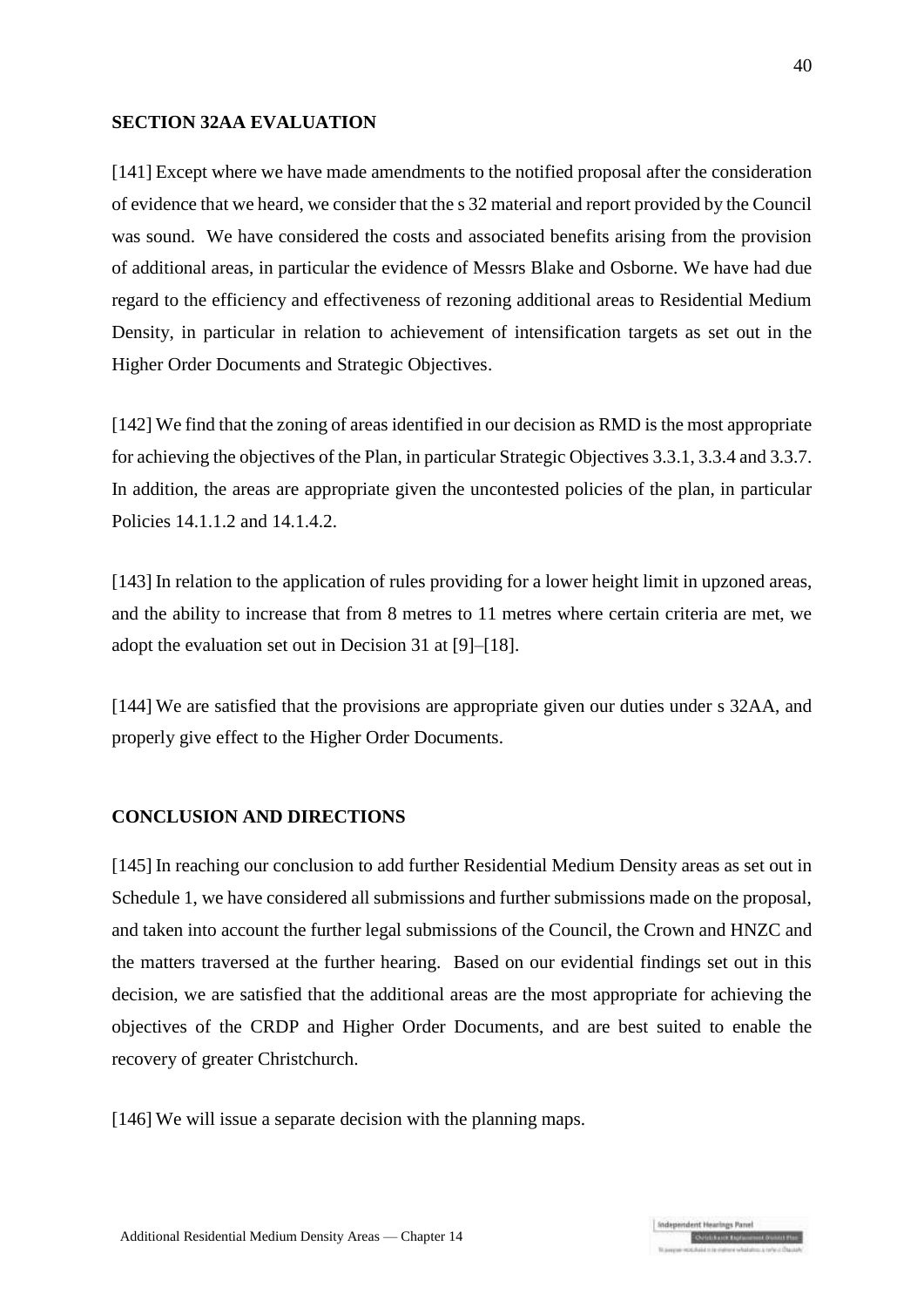## SECTION 32AA EVALUATION

[141] Except where we have made amendments to the notified proposal after the consideration of evidence that we heard, we consider that the s 32 material and report provided by the Council was sound. We have considered the costs and associated benefits arising from the provision of additional areas, in particular the evidence of Messrs Blake and Osborne. We have had due regard to the efficiency and effectiveness of rezoning additional areas to Residential Medium Density, in particular in relation to achievement of intensification targets as set out in the Higher Order Documents and Strategic Objectives.

[142] We find that the zoning of areas identified in our decision as RMD is the most appropriate for achieving the objectives of the Plan, in particular Strategic Objectives 3.3.1, 3.3.4 and 3.3.7. In addition, the areas are appropriate given the uncontested policies of the plan, in particular Policies 14.1.1.2 and 14.1.4.2.

[143] In relation to the application of rules providing for a lower height limit in upzoned areas, and the ability to increase that from 8 metres to 11 metres where certain criteria are met, we adopt the evaluation set out in Decision 31 at [9]–[18].

[144] We are satisfied that the provisions are appropriate given our duties under s 32AA, and properly give effect to the Higher Order Documents.

## CONCLUSION AND DIRECTIONS

[145] In reaching our conclusion to add further Residential Medium Density areas as set out in Schedule 1, we have considered all submissions and further submissions made on the proposal, and taken into account the further legal submissions of the Council, the Crown and HNZC and the matters traversed at the further hearing. Based on our evidential findings set out in this decision, we are satisfied that the additional areas are the most appropriate for achieving the objectives of the CRDP and Higher Order Documents, and are best suited to enable the recovery of greater Christchurch.

[146] We will issue a separate decision with the planning maps.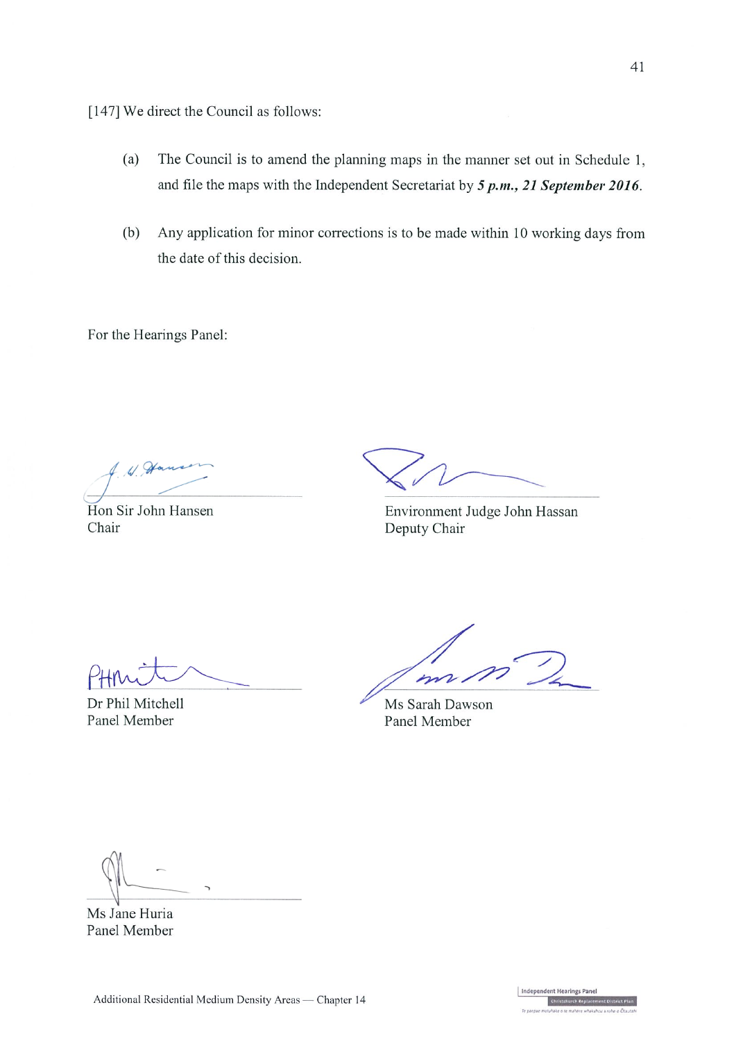[147] We direct the Council as follows:

(a) The Council is to amend the planning maps in the manner set out in Schedule 1, and file the maps with the Independent Secretariat by ***5 p.m., 21 September 2016***.

(b) Any application for minor corrections is to be made within 10 working days from the date of this decision.

For the Hearings Panel:

Hon Sir John Hansen
Chair

Environment Judge John Hassan
Deputy Chair

Dr Phil Mitchell
Panel Member

Ms Sarah Dawson
Panel Member

Ms Jane Huria
Panel Member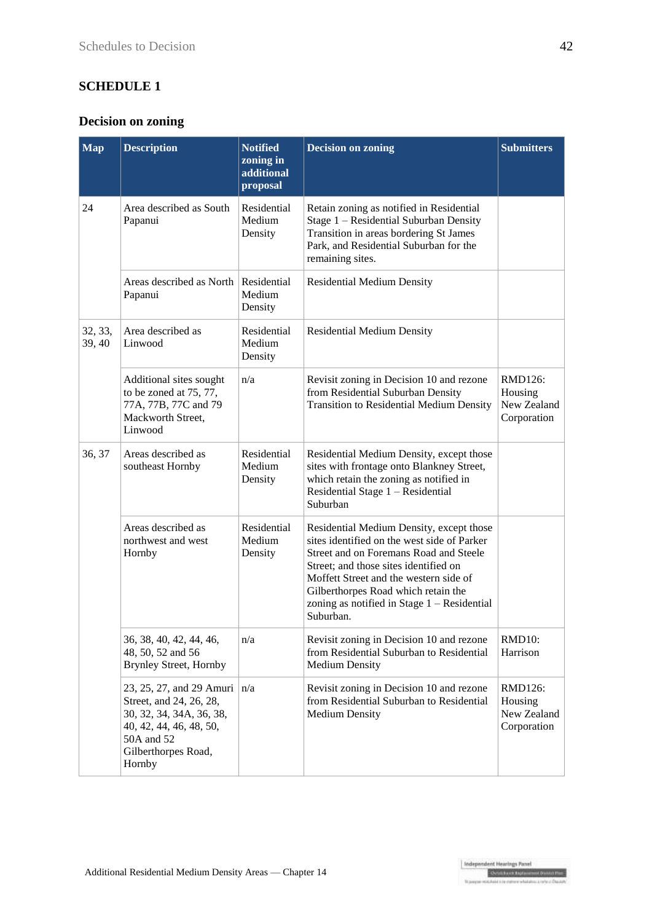## SCHEDULE 1

### Decision on zoning

| Map | Description | Notified zoning in additional proposal | Decision on zoning | Submitters |
|---|---|---|---|---|
| 24 | Area described as South Papanui | Residential Medium Density | Retain zoning as notified in Residential Stage 1 – Residential Suburban Density Transition in areas bordering St James Park, and Residential Suburban for the remaining sites. | |
| | Areas described as North Papanui | Residential Medium Density | Residential Medium Density | |
| 32, 33, 39, 40 | Area described as Linwood | Residential Medium Density | Residential Medium Density | |
| | Additional sites sought to be zoned at 75, 77, 77A, 77B, 77C and 79 Mackworth Street, Linwood | n/a | Revisit zoning in Decision 10 and rezone from Residential Suburban Density Transition to Residential Medium Density | RMD126: Housing New Zealand Corporation |
| 36, 37 | Areas described as southeast Hornby | Residential Medium Density | Residential Medium Density, except those sites with frontage onto Blankney Street, which retain the zoning as notified in Residential Stage 1 – Residential Suburban | |
| | Areas described as northwest and west Hornby | Residential Medium Density | Residential Medium Density, except those sites identified on the west side of Parker Street and on Foremans Road and Steele Street; and those sites identified on Moffett Street and the western side of Gilberthorpes Road which retain the zoning as notified in Stage 1 – Residential Suburban. | |
| | 36, 38, 40, 42, 44, 46, 48, 50, 52 and 56 Brynley Street, Hornby | n/a | Revisit zoning in Decision 10 and rezone from Residential Suburban to Residential Medium Density | RMD10: Harrison |
| | 23, 25, 27, and 29 Amuri Street, and 24, 26, 28, 30, 32, 34, 34A, 36, 38, 40, 42, 44, 46, 48, 50, 50A and 52 Gilberthorpes Road, Hornby | n/a | Revisit zoning in Decision 10 and rezone from Residential Suburban to Residential Medium Density | RMD126: Housing New Zealand Corporation |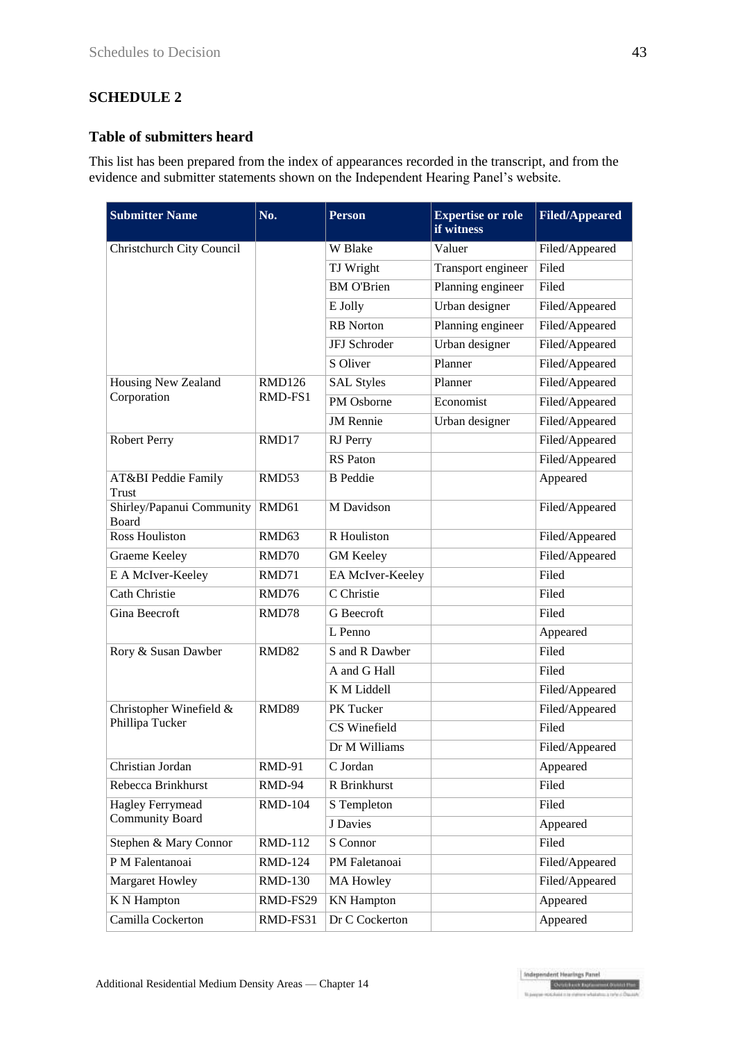## SCHEDULE 2

### Table of submitters heard

This list has been prepared from the index of appearances recorded in the transcript, and from the evidence and submitter statements shown on the Independent Hearing Panel's website.

| Submitter Name | No. | Person | Expertise or role if witness | Filed/Appeared |
|---|---|---|---|---|
| Christchurch City Council | | W Blake | Valuer | Filed/Appeared |
| | | TJ Wright | Transport engineer | Filed |
| | | BM O'Brien | Planning engineer | Filed |
| | | E Jolly | Urban designer | Filed/Appeared |
| | | RB Norton | Planning engineer | Filed/Appeared |
| | | JFJ Schroder | Urban designer | Filed/Appeared |
| | | S Oliver | Planner | Filed/Appeared |
| Housing New Zealand Corporation | RMD126 RMD-FS1 | SAL Styles | Planner | Filed/Appeared |
| | | PM Osborne | Economist | Filed/Appeared |
| | | JM Rennie | Urban designer | Filed/Appeared |
| Robert Perry | RMD17 | RJ Perry | | Filed/Appeared |
| | | RS Paton | | Filed/Appeared |
| AT&BI Peddie Family Trust | RMD53 | B Peddie | | Appeared |
| Shirley/Papanui Community Board | RMD61 | M Davidson | | Filed/Appeared |
| Ross Houliston | RMD63 | R Houliston | | Filed/Appeared |
| Graeme Keeley | RMD70 | GM Keeley | | Filed/Appeared |
| E A McIver-Keeley | RMD71 | EA McIver-Keeley | | Filed |
| Cath Christie | RMD76 | C Christie | | Filed |
| Gina Beecroft | RMD78 | G Beecroft | | Filed |
| | | L Penno | | Appeared |
| Rory & Susan Dawber | RMD82 | S and R Dawber | | Filed |
| | | A and G Hall | | Filed |
| | | K M Liddell | | Filed/Appeared |
| Christopher Winefield & Phillipa Tucker | RMD89 | PK Tucker | | Filed/Appeared |
| | | CS Winefield | | Filed |
| | | Dr M Williams | | Filed/Appeared |
| Christian Jordan | RMD-91 | C Jordan | | Appeared |
| Rebecca Brinkhurst | RMD-94 | R Brinkhurst | | Filed |
| Hagley Ferrymead Community Board | RMD-104 | S Templeton | | Filed |
| | | J Davies | | Appeared |
| Stephen & Mary Connor | RMD-112 | S Connor | | Filed |
| P M Falentanoai | RMD-124 | PM Faletanoai | | Filed/Appeared |
| Margaret Howley | RMD-130 | MA Howley | | Filed/Appeared |
| K N Hampton | RMD-FS29 | KN Hampton | | Appeared |
| Camilla Cockerton | RMD-FS31 | Dr C Cockerton | | Appeared |